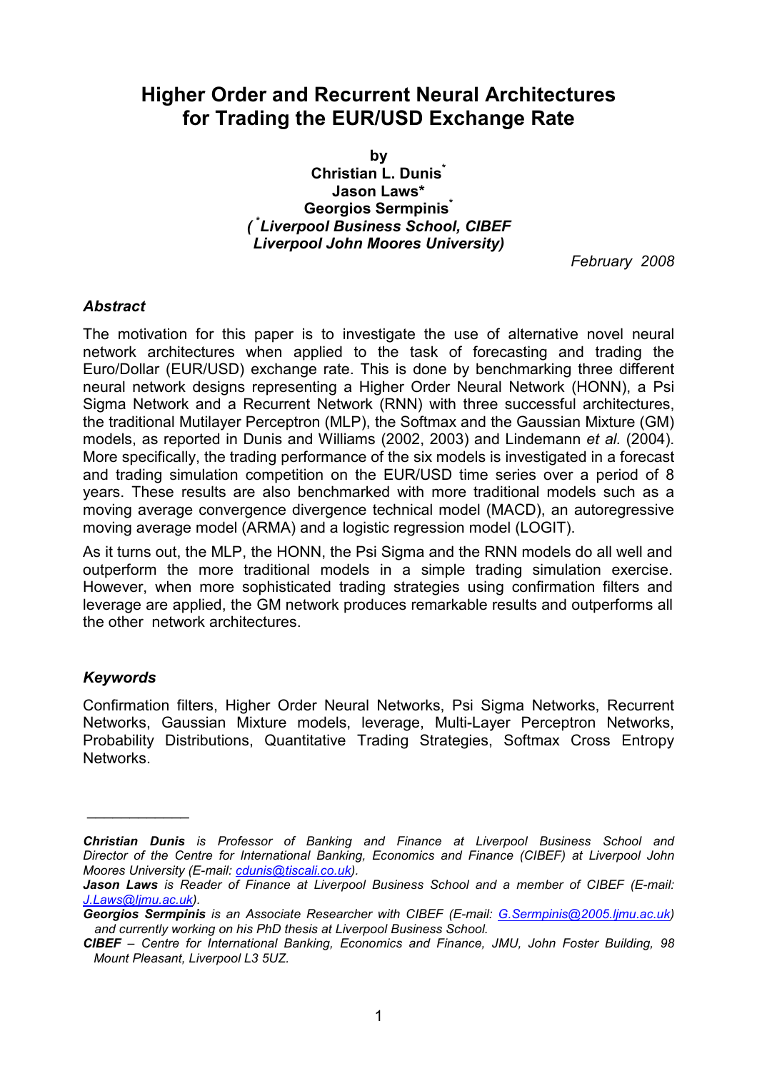# Higher Order and Recurrent Neural Architectures for Trading the EUR/USD Exchange Rate

**by**
**Christian L. Dunis***
**Jason Laws***
**Georgios Sermpinis***
***( *Liverpool Business School, CIBEF***
***Liverpool John Moores University)***

*February 2008*

### *Abstract*

The motivation for this paper is to investigate the use of alternative novel neural network architectures when applied to the task of forecasting and trading the Euro/Dollar (EUR/USD) exchange rate. This is done by benchmarking three different neural network designs representing a Higher Order Neural Network (HONN), a Psi Sigma Network and a Recurrent Network (RNN) with three successful architectures, the traditional Mutilayer Perceptron (MLP), the Softmax and the Gaussian Mixture (GM) models, as reported in Dunis and Williams (2002, 2003) and Lindemann *et al.* (2004). More specifically, the trading performance of the six models is investigated in a forecast and trading simulation competition on the EUR/USD time series over a period of 8 years. These results are also benchmarked with more traditional models such as a moving average convergence divergence technical model (MACD), an autoregressive moving average model (ARMA) and a logistic regression model (LOGIT).

As it turns out, the MLP, the HONN, the Psi Sigma and the RNN models do all well and outperform the more traditional models in a simple trading simulation exercise. However, when more sophisticated trading strategies using confirmation filters and leverage are applied, the GM network produces remarkable results and outperforms all the other network architectures.

### *Keywords*

Confirmation filters, Higher Order Neural Networks, Psi Sigma Networks, Recurrent Networks, Gaussian Mixture models, leverage, Multi-Layer Perceptron Networks, Probability Distributions, Quantitative Trading Strategies, Softmax Cross Entropy Networks.

---

***Christian Dunis** is Professor of Banking and Finance at Liverpool Business School and Director of the Centre for International Banking, Economics and Finance (CIBEF) at Liverpool John Moores University (E-mail: cdunis@tiscali.co.uk).*

***Jason Laws** is Reader of Finance at Liverpool Business School and a member of CIBEF (E-mail: J.Laws@ljmu.ac.uk).*

***Georgios Sermpinis** is an Associate Researcher with CIBEF (E-mail: G.Sermpinis@2005.ljmu.ac.uk) and currently working on his PhD thesis at Liverpool Business School.*

***CIBEF** – Centre for International Banking, Economics and Finance, JMU, John Foster Building, 98 Mount Pleasant, Liverpool L3 5UZ.*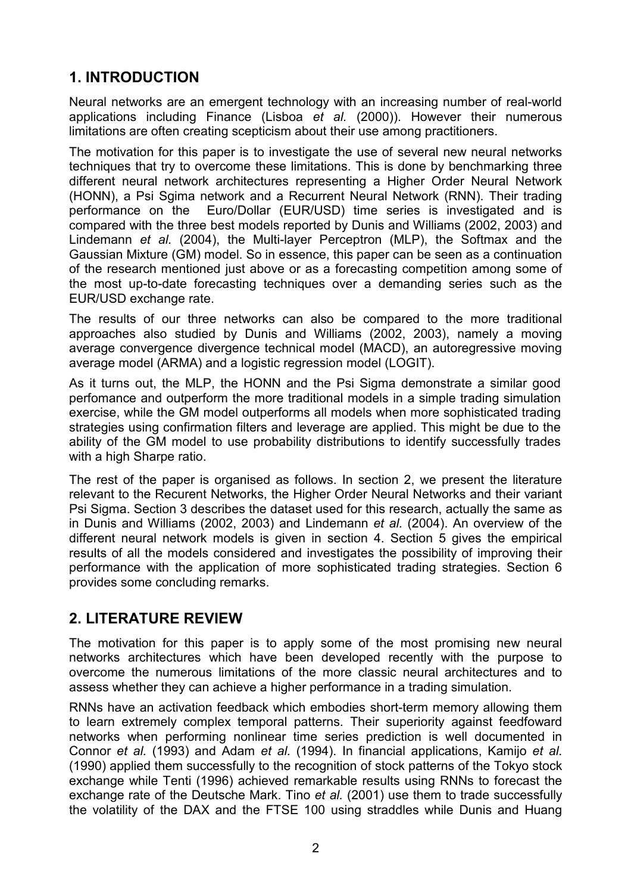## 1. INTRODUCTION

Neural networks are an emergent technology with an increasing number of real-world applications including Finance (Lisboa *et al.* (2000)). However their numerous limitations are often creating scepticism about their use among practitioners.

The motivation for this paper is to investigate the use of several new neural networks techniques that try to overcome these limitations. This is done by benchmarking three different neural network architectures representing a Higher Order Neural Network (HONN), a Psi Sgima network and a Recurrent Neural Network (RNN). Their trading performance on the Euro/Dollar (EUR/USD) time series is investigated and is compared with the three best models reported by Dunis and Williams (2002, 2003) and Lindemann *et al.* (2004), the Multi-layer Perceptron (MLP), the Softmax and the Gaussian Mixture (GM) model. So in essence, this paper can be seen as a continuation of the research mentioned just above or as a forecasting competition among some of the most up-to-date forecasting techniques over a demanding series such as the EUR/USD exchange rate.

The results of our three networks can also be compared to the more traditional approaches also studied by Dunis and Williams (2002, 2003), namely a moving average convergence divergence technical model (MACD), an autoregressive moving average model (ARMA) and a logistic regression model (LOGIT).

As it turns out, the MLP, the HONN and the Psi Sigma demonstrate a similar good perfomance and outperform the more traditional models in a simple trading simulation exercise, while the GM model outperforms all models when more sophisticated trading strategies using confirmation filters and leverage are applied. This might be due to the ability of the GM model to use probability distributions to identify successfully trades with a high Sharpe ratio.

The rest of the paper is organised as follows. In section 2, we present the literature relevant to the Recurent Networks, the Higher Order Neural Networks and their variant Psi Sigma. Section 3 describes the dataset used for this research, actually the same as in Dunis and Williams (2002, 2003) and Lindemann *et al.* (2004). An overview of the different neural network models is given in section 4. Section 5 gives the empirical results of all the models considered and investigates the possibility of improving their performance with the application of more sophisticated trading strategies. Section 6 provides some concluding remarks.

## 2. LITERATURE REVIEW

The motivation for this paper is to apply some of the most promising new neural networks architectures which have been developed recently with the purpose to overcome the numerous limitations of the more classic neural architectures and to assess whether they can achieve a higher performance in a trading simulation.

RNNs have an activation feedback which embodies short-term memory allowing them to learn extremely complex temporal patterns. Their superiority against feedfoward networks when performing nonlinear time series prediction is well documented in Connor *et al.* (1993) and Adam *et al.* (1994). In financial applications, Kamijo *et al*. (1990) applied them successfully to the recognition of stock patterns of the Tokyo stock exchange while Tenti (1996) achieved remarkable results using RNNs to forecast the exchange rate of the Deutsche Mark. Tino *et al.* (2001) use them to trade successfully the volatility of the DAX and the FTSE 100 using straddles while Dunis and Huang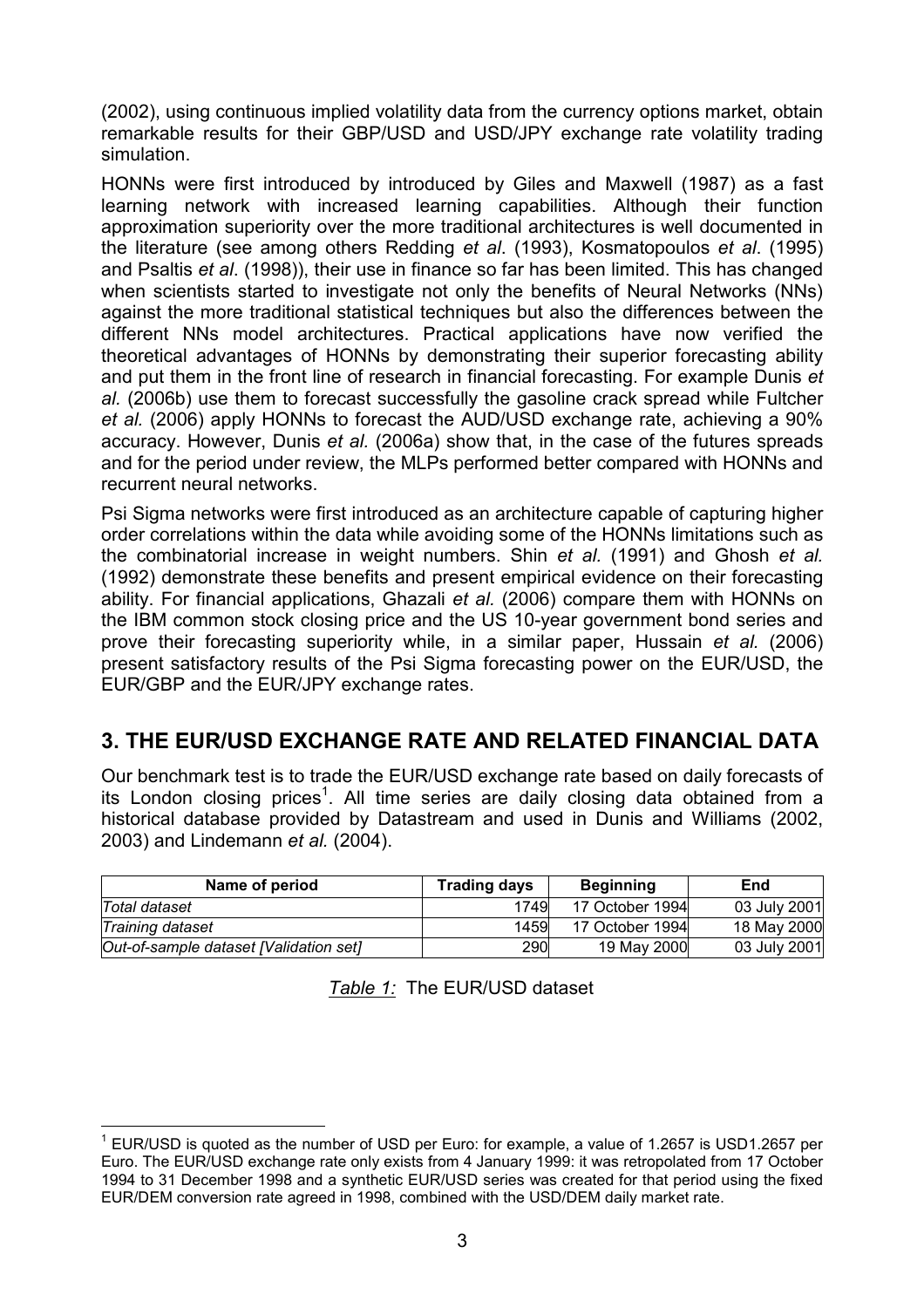(2002), using continuous implied volatility data from the currency options market, obtain remarkable results for their GBP/USD and USD/JPY exchange rate volatility trading simulation.

HONNs were first introduced by introduced by Giles and Maxwell (1987) as a fast learning network with increased learning capabilities. Although their function approximation superiority over the more traditional architectures is well documented in the literature (see among others Redding *et al*. (1993), Kosmatopoulos *et al*. (1995) and Psaltis *et al*. (1998)), their use in finance so far has been limited. This has changed when scientists started to investigate not only the benefits of Neural Networks (NNs) against the more traditional statistical techniques but also the differences between the different NNs model architectures. Practical applications have now verified the theoretical advantages of HONNs by demonstrating their superior forecasting ability and put them in the front line of research in financial forecasting. For example Dunis *et al.* (2006b) use them to forecast successfully the gasoline crack spread while Fultcher *et al.* (2006) apply HONNs to forecast the AUD/USD exchange rate, achieving a 90% accuracy. However, Dunis *et al.* (2006a) show that, in the case of the futures spreads and for the period under review, the MLPs performed better compared with HONNs and recurrent neural networks.

Psi Sigma networks were first introduced as an architecture capable of capturing higher order correlations within the data while avoiding some of the HONNs limitations such as the combinatorial increase in weight numbers. Shin *et al.* (1991) and Ghosh *et al.* (1992) demonstrate these benefits and present empirical evidence on their forecasting ability. For financial applications, Ghazali *et al.* (2006) compare them with HONNs on the IBM common stock closing price and the US 10-year government bond series and prove their forecasting superiority while, in a similar paper, Hussain *et al.* (2006) present satisfactory results of the Psi Sigma forecasting power on the EUR/USD, the EUR/GBP and the EUR/JPY exchange rates.

## 3. THE EUR/USD EXCHANGE RATE AND RELATED FINANCIAL DATA

Our benchmark test is to trade the EUR/USD exchange rate based on daily forecasts of its London closing prices[1]. All time series are daily closing data obtained from a historical database provided by Datastream and used in Dunis and Williams (2002, 2003) and Lindemann *et al.* (2004).

| Name of period | Trading days | Beginning | End |
|---|---|---|---|
| *Total dataset* | 1749 | 17 October 1994 | 03 July 2001 |
| *Training dataset* | 1459 | 17 October 1994 | 18 May 2000 |
| *Out-of-sample dataset [Validation set]* | 290 | 19 May 2000 | 03 July 2001 |

*Table 1:* The EUR/USD dataset

[1] EUR/USD is quoted as the number of USD per Euro: for example, a value of 1.2657 is USD1.2657 per Euro. The EUR/USD exchange rate only exists from 4 January 1999: it was retropolated from 17 October 1994 to 31 December 1998 and a synthetic EUR/USD series was created for that period using the fixed EUR/DEM conversion rate agreed in 1998, combined with the USD/DEM daily market rate.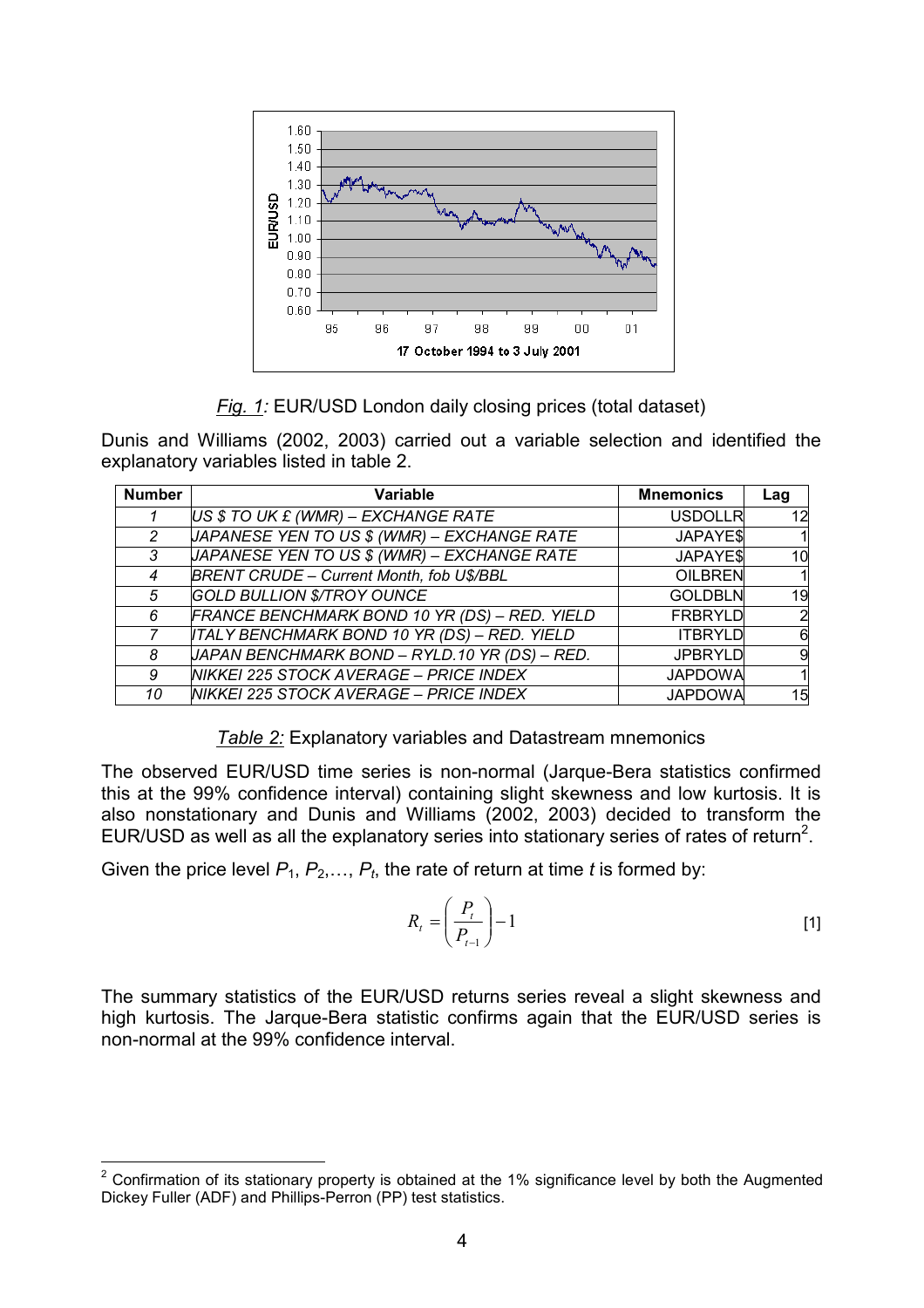*Fig. 1:* EUR/USD London daily closing prices (total dataset)

Dunis and Williams (2002, 2003) carried out a variable selection and identified the explanatory variables listed in table 2.

| Number | Variable | Mnemonics | Lag |
|---|---|---|---|
| *1* | *US $ TO UK £ (WMR) – EXCHANGE RATE* | USDOLLR | 12 |
| *2* | *JAPANESE YEN TO US $ (WMR) – EXCHANGE RATE* | JAPAYE$ | 1 |
| *3* | *JAPANESE YEN TO US $ (WMR) – EXCHANGE RATE* | JAPAYE$ | 10 |
| *4* | *BRENT CRUDE – Current Month, fob U$/BBL* | OILBREN | 1 |
| *5* | *GOLD BULLION $/TROY OUNCE* | GOLDBLN | 19 |
| *6* | *FRANCE BENCHMARK BOND 10 YR (DS) – RED. YIELD* | FRBRYLD | 2 |
| *7* | *ITALY BENCHMARK BOND 10 YR (DS) – RED. YIELD* | ITBRYLD | 6 |
| *8* | *JAPAN BENCHMARK BOND – RYLD.10 YR (DS) – RED.* | JPBRYLD | 9 |
| *9* | *NIKKEI 225 STOCK AVERAGE – PRICE INDEX* | JAPDOWA | 1 |
| *10* | *NIKKEI 225 STOCK AVERAGE – PRICE INDEX* | JAPDOWA | 15 |

*Table 2:* Explanatory variables and Datastream mnemonics

The observed EUR/USD time series is non-normal (Jarque-Bera statistics confirmed this at the 99% confidence interval) containing slight skewness and low kurtosis. It is also nonstationary and Dunis and Williams (2002, 2003) decided to transform the EUR/USD as well as all the explanatory series into stationary series of rates of return[2].

Given the price level $P_1, P_2, \ldots, P_t$, the rate of return at time $t$ is formed by:

$$R_t = \left(\frac{P_t}{P_{t-1}}\right) - 1 \qquad [1]$$

The summary statistics of the EUR/USD returns series reveal a slight skewness and high kurtosis. The Jarque-Bera statistic confirms again that the EUR/USD series is non-normal at the 99% confidence interval.

[2] Confirmation of its stationary property is obtained at the 1% significance level by both the Augmented Dickey Fuller (ADF) and Phillips-Perron (PP) test statistics.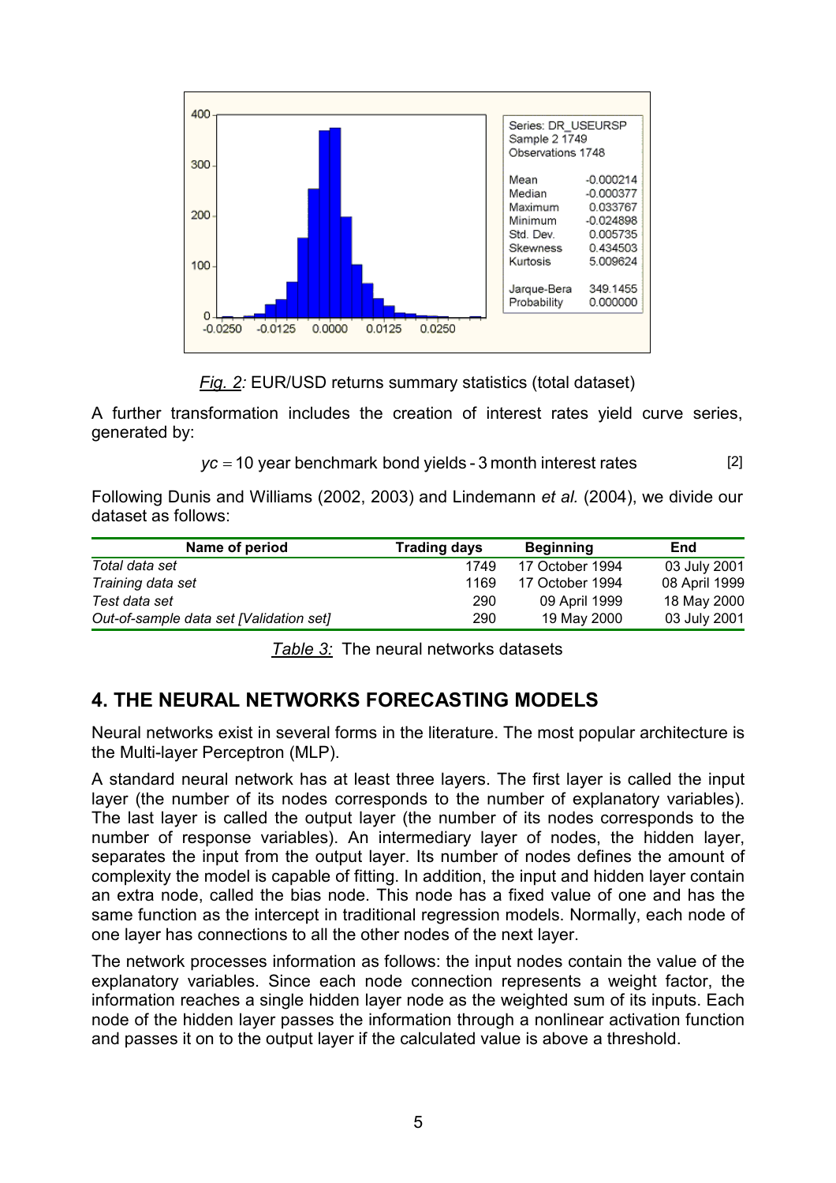Series: DR_USEURSP
Sample 2 1749
Observations 1748

| | |
|---|---|
| Mean | -0.000214 |
| Median | -0.000377 |
| Maximum | 0.033767 |
| Minimum | -0.024898 |
| Std. Dev. | 0.005735 |
| Skewness | 0.434503 |
| Kurtosis | 5.009624 |
| Jarque-Bera | 349.1455 |
| Probability | 0.000000 |

*Fig. 2:* EUR/USD returns summary statistics (total dataset)

A further transformation includes the creation of interest rates yield curve series, generated by:

$$yc = 10 \text{ year benchmark bond yields - 3 month interest rates} \quad [2]$$

Following Dunis and Williams (2002, 2003) and Lindemann *et al.* (2004), we divide our dataset as follows:

| Name of period | Trading days | Beginning | End |
|---|---|---|---|
| *Total data set* | 1749 | 17 October 1994 | 03 July 2001 |
| *Training data set* | 1169 | 17 October 1994 | 08 April 1999 |
| *Test data set* | 290 | 09 April 1999 | 18 May 2000 |
| *Out-of-sample data set [Validation set]* | 290 | 19 May 2000 | 03 July 2001 |

*Table 3:* The neural networks datasets

## 4. THE NEURAL NETWORKS FORECASTING MODELS

Neural networks exist in several forms in the literature. The most popular architecture is the Multi-layer Perceptron (MLP).

A standard neural network has at least three layers. The first layer is called the input layer (the number of its nodes corresponds to the number of explanatory variables). The last layer is called the output layer (the number of its nodes corresponds to the number of response variables). An intermediary layer of nodes, the hidden layer, separates the input from the output layer. Its number of nodes defines the amount of complexity the model is capable of fitting. In addition, the input and hidden layer contain an extra node, called the bias node. This node has a fixed value of one and has the same function as the intercept in traditional regression models. Normally, each node of one layer has connections to all the other nodes of the next layer.

The network processes information as follows: the input nodes contain the value of the explanatory variables. Since each node connection represents a weight factor, the information reaches a single hidden layer node as the weighted sum of its inputs. Each node of the hidden layer passes the information through a nonlinear activation function and passes it on to the output layer if the calculated value is above a threshold.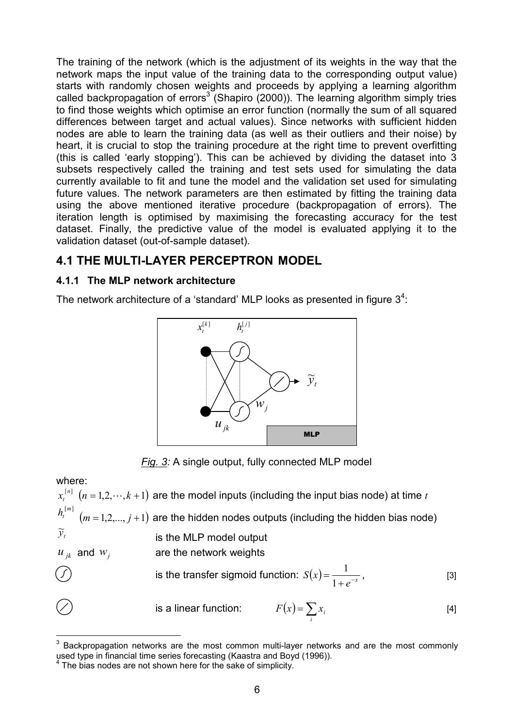The training of the network (which is the adjustment of its weights in the way that the network maps the input value of the training data to the corresponding output value) starts with randomly chosen weights and proceeds by applying a learning algorithm called backpropagation of errors[3] (Shapiro (2000)). The learning algorithm simply tries to find those weights which optimise an error function (normally the sum of all squared differences between target and actual values). Since networks with sufficient hidden nodes are able to learn the training data (as well as their outliers and their noise) by heart, it is crucial to stop the training procedure at the right time to prevent overfitting (this is called 'early stopping'). This can be achieved by dividing the dataset into 3 subsets respectively called the training and test sets used for simulating the data currently available to fit and tune the model and the validation set used for simulating future values. The network parameters are then estimated by fitting the training data using the above mentioned iterative procedure (backpropagation of errors). The iteration length is optimised by maximising the forecasting accuracy for the test dataset. Finally, the predictive value of the model is evaluated applying it to the validation dataset (out-of-sample dataset).

## 4.1 THE MULTI-LAYER PERCEPTRON MODEL

### 4.1.1 The MLP network architecture

The network architecture of a 'standard' MLP looks as presented in figure 3[4]:

*Fig. 3:* A single output, fully connected MLP model

where:

$x_t^{[n]}$ $(n = 1,2,\cdots,k+1)$ are the model inputs (including the input bias node) at time $t$

$h_t^{[m]}$ $(m = 1,2,...,j+1)$ are the hidden nodes outputs (including the hidden bias node)

$\tilde{y}_t$ is the MLP model output

$u_{jk}$ and $w_j$ are the network weights

(sigmoid symbol) is the transfer sigmoid function: $S(x) = \frac{1}{1+e^{-x}}$, [3]

(linear symbol) is a linear function: $F(x) = \sum_i x_i$ [4]

---

[3] Backpropagation networks are the most common multi-layer networks and are the most commonly used type in financial time series forecasting (Kaastra and Boyd (1996)).

[4] The bias nodes are not shown here for the sake of simplicity.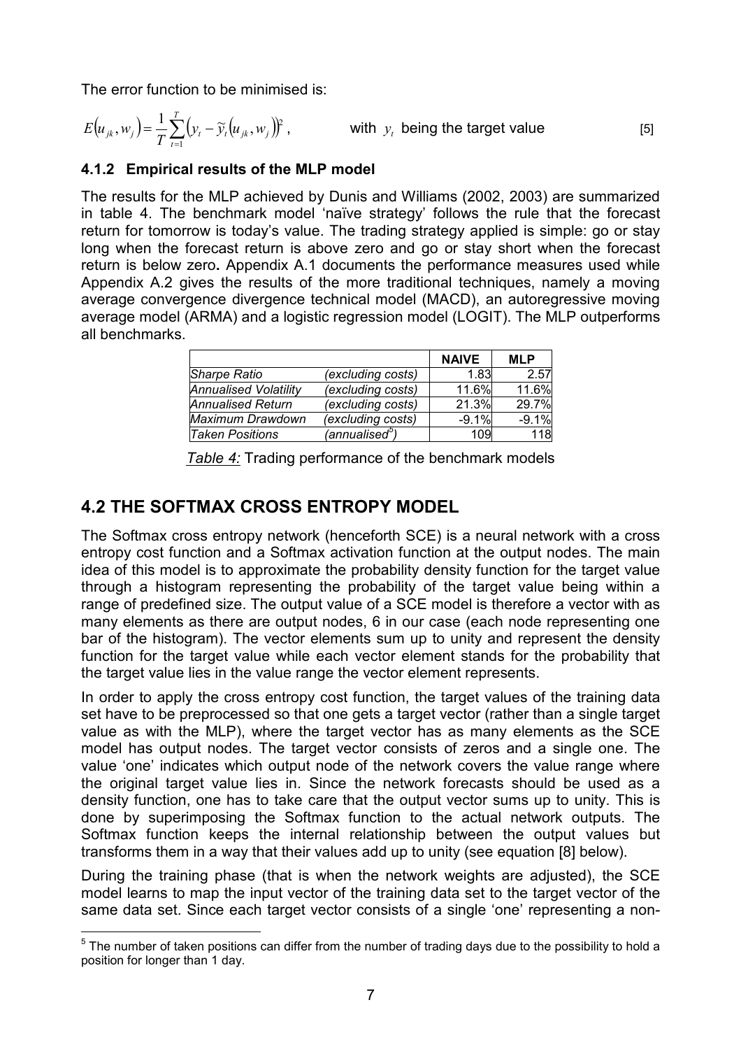The error function to be minimised is:

$$E(u_{jk}, w_j) = \frac{1}{T}\sum_{t=1}^{T}\left(y_t - \widetilde{y}_t(u_{jk}, w_j)\right)^2, \qquad \text{with } y_t \text{ being the target value} \qquad [5]$$

### 4.1.2 Empirical results of the MLP model

The results for the MLP achieved by Dunis and Williams (2002, 2003) are summarized in table 4. The benchmark model 'naïve strategy' follows the rule that the forecast return for tomorrow is today's value. The trading strategy applied is simple: go or stay long when the forecast return is above zero and go or stay short when the forecast return is below zero**.** Appendix A.1 documents the performance measures used while Appendix A.2 gives the results of the more traditional techniques, namely a moving average convergence divergence technical model (MACD), an autoregressive moving average model (ARMA) and a logistic regression model (LOGIT). The MLP outperforms all benchmarks.

| | | NAIVE | MLP |
|---|---|---|---|
| *Sharpe Ratio* | *(excluding costs)* | 1.83 | 2.57 |
| *Annualised Volatility* | *(excluding costs)* | 11.6% | 11.6% |
| *Annualised Return* | *(excluding costs)* | 21.3% | 29.7% |
| *Maximum Drawdown* | *(excluding costs)* | -9.1% | -9.1% |
| *Taken Positions* | *(annualised[5])* | 109 | 118 |

*Table 4:* Trading performance of the benchmark models

## 4.2 THE SOFTMAX CROSS ENTROPY MODEL

The Softmax cross entropy network (henceforth SCE) is a neural network with a cross entropy cost function and a Softmax activation function at the output nodes. The main idea of this model is to approximate the probability density function for the target value through a histogram representing the probability of the target value being within a range of predefined size. The output value of a SCE model is therefore a vector with as many elements as there are output nodes, 6 in our case (each node representing one bar of the histogram). The vector elements sum up to unity and represent the density function for the target value while each vector element stands for the probability that the target value lies in the value range the vector element represents.

In order to apply the cross entropy cost function, the target values of the training data set have to be preprocessed so that one gets a target vector (rather than a single target value as with the MLP), where the target vector has as many elements as the SCE model has output nodes. The target vector consists of zeros and a single one. The value 'one' indicates which output node of the network covers the value range where the original target value lies in. Since the network forecasts should be used as a density function, one has to take care that the output vector sums up to unity. This is done by superimposing the Softmax function to the actual network outputs. The Softmax function keeps the internal relationship between the output values but transforms them in a way that their values add up to unity (see equation [8] below).

During the training phase (that is when the network weights are adjusted), the SCE model learns to map the input vector of the training data set to the target vector of the same data set. Since each target vector consists of a single 'one' representing a non-

[5] The number of taken positions can differ from the number of trading days due to the possibility to hold a position for longer than 1 day.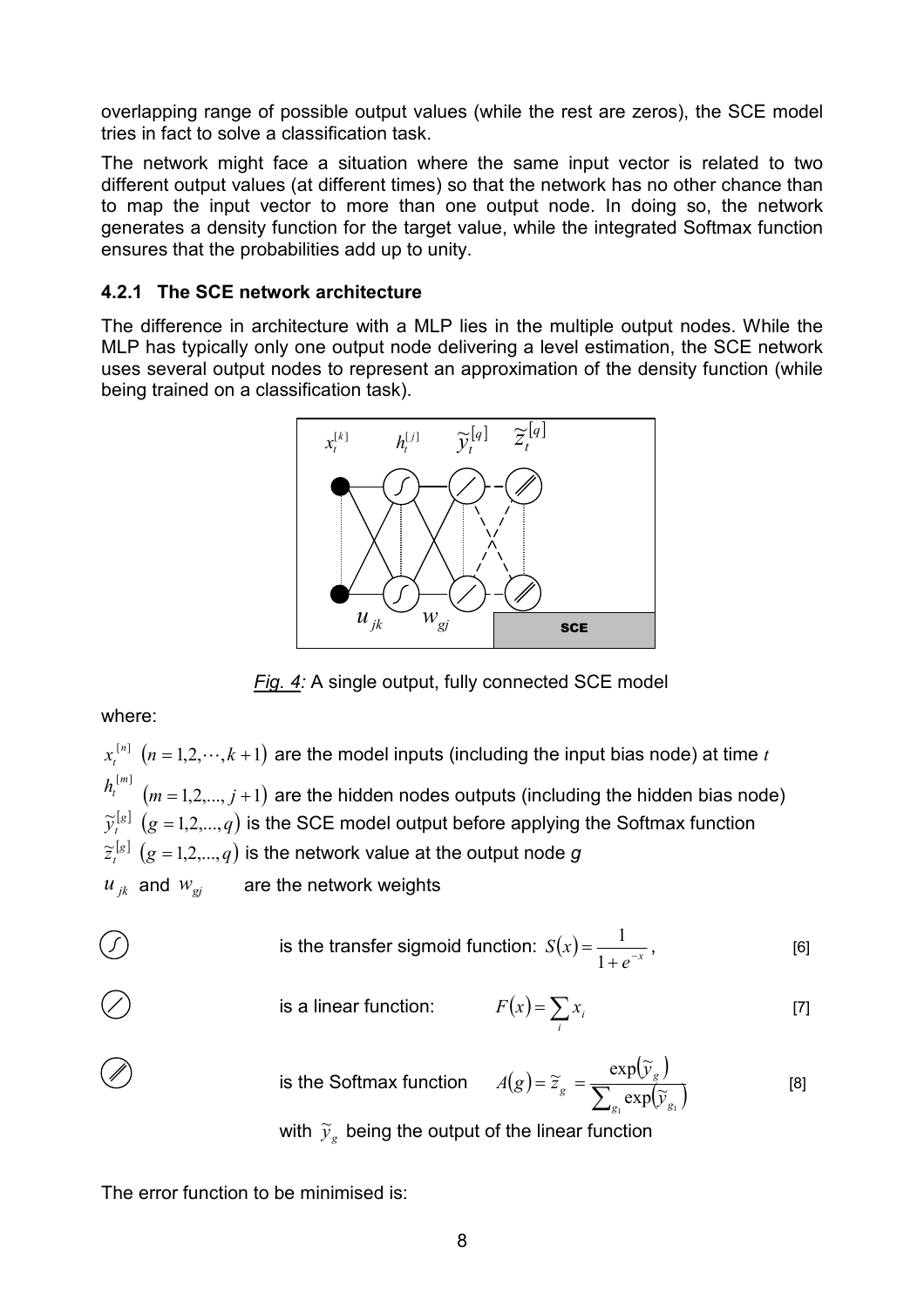overlapping range of possible output values (while the rest are zeros), the SCE model tries in fact to solve a classification task.

The network might face a situation where the same input vector is related to two different output values (at different times) so that the network has no other chance than to map the input vector to more than one output node. In doing so, the network generates a density function for the target value, while the integrated Softmax function ensures that the probabilities add up to unity.

### 4.2.1 The SCE network architecture

The difference in architecture with a MLP lies in the multiple output nodes. While the MLP has typically only one output node delivering a level estimation, the SCE network uses several output nodes to represent an approximation of the density function (while being trained on a classification task).

*Fig. 4:* A single output, fully connected SCE model

where:

$x_t^{[n]}$ $(n = 1,2,\cdots,k+1)$ are the model inputs (including the input bias node) at time $t$

$h_t^{[m]}$ $(m = 1,2,...,j+1)$ are the hidden nodes outputs (including the hidden bias node)

$\tilde{y}_t^{[g]}$ $(g = 1,2,...,q)$ is the SCE model output before applying the Softmax function

$\tilde{z}_t^{[g]}$ $(g = 1,2,...,q)$ is the network value at the output node *g*

$u_{jk}$ and $w_{gj}$ are the network weights

is the transfer sigmoid function: $S(x) = \frac{1}{1+e^{-x}}$, [6]

is a linear function: $F(x) = \sum_i x_i$ [7]

is the Softmax function $A(g) = \tilde{z}_g = \frac{\exp(\tilde{y}_g)}{\sum_{g_1} \exp(\tilde{y}_{g_1})}$ [8]

with $\tilde{y}_g$ being the output of the linear function

The error function to be minimised is: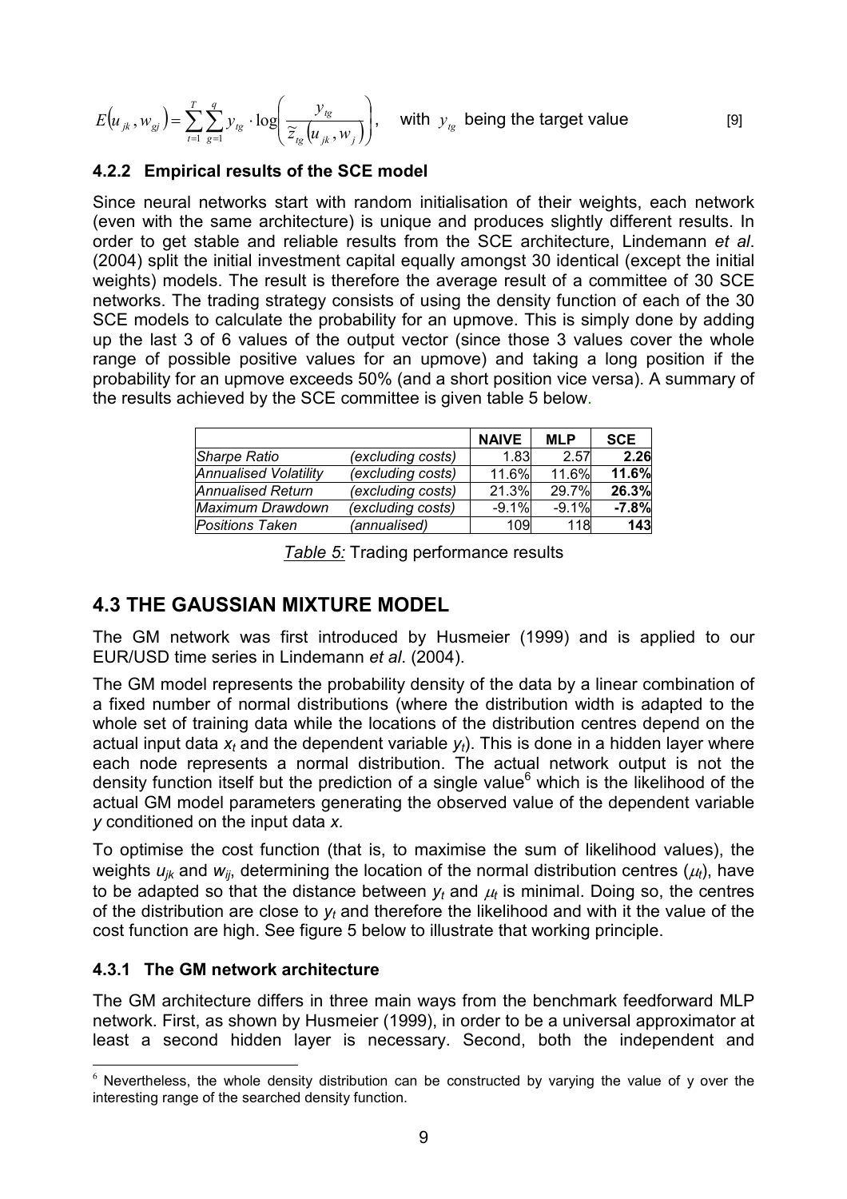$$E(u_{jk}, w_{gj}) = \sum_{t=1}^{T}\sum_{g=1}^{q} y_{tg} \cdot \log\left(\frac{y_{tg}}{\tilde{z}_{tg}(u_{jk}, w_j)}\right), \quad \text{with } y_{tg} \text{ being the target value} \qquad [9]$$

### 4.2.2 Empirical results of the SCE model

Since neural networks start with random initialisation of their weights, each network (even with the same architecture) is unique and produces slightly different results. In order to get stable and reliable results from the SCE architecture, Lindemann *et al*. (2004) split the initial investment capital equally amongst 30 identical (except the initial weights) models. The result is therefore the average result of a committee of 30 SCE networks. The trading strategy consists of using the density function of each of the 30 SCE models to calculate the probability for an upmove. This is simply done by adding up the last 3 of 6 values of the output vector (since those 3 values cover the whole range of possible positive values for an upmove) and taking a long position if the probability for an upmove exceeds 50% (and a short position vice versa). A summary of the results achieved by the SCE committee is given table 5 below.

| | | NAIVE | MLP | SCE |
|---|---|---|---|---|
| *Sharpe Ratio* | *(excluding costs)* | 1.83 | 2.57 | **2.26** |
| *Annualised Volatility* | *(excluding costs)* | 11.6% | 11.6% | **11.6%** |
| *Annualised Return* | *(excluding costs)* | 21.3% | 29.7% | **26.3%** |
| *Maximum Drawdown* | *(excluding costs)* | -9.1% | -9.1% | **-7.8%** |
| *Positions Taken* | *(annualised)* | 109 | 118 | **143** |

*Table 5:* Trading performance results

## 4.3 THE GAUSSIAN MIXTURE MODEL

The GM network was first introduced by Husmeier (1999) and is applied to our EUR/USD time series in Lindemann *et al*. (2004).

The GM model represents the probability density of the data by a linear combination of a fixed number of normal distributions (where the distribution width is adapted to the whole set of training data while the locations of the distribution centres depend on the actual input data $x_t$ and the dependent variable $y_t$). This is done in a hidden layer where each node represents a normal distribution. The actual network output is not the density function itself but the prediction of a single value[6] which is the likelihood of the actual GM model parameters generating the observed value of the dependent variable *y* conditioned on the input data *x*.

To optimise the cost function (that is, to maximise the sum of likelihood values), the weights $u_{jk}$ and $w_{ij}$, determining the location of the normal distribution centres ($\mu_t$), have to be adapted so that the distance between $y_t$ and $\mu_t$ is minimal. Doing so, the centres of the distribution are close to $y_t$ and therefore the likelihood and with it the value of the cost function are high. See figure 5 below to illustrate that working principle.

### 4.3.1 The GM network architecture

The GM architecture differs in three main ways from the benchmark feedforward MLP network. First, as shown by Husmeier (1999), in order to be a universal approximator at least a second hidden layer is necessary. Second, both the independent and

[6] Nevertheless, the whole density distribution can be constructed by varying the value of y over the interesting range of the searched density function.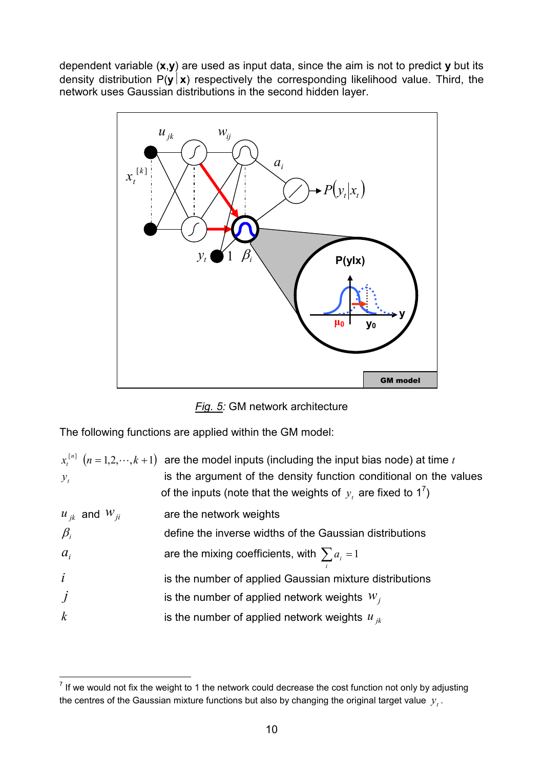dependent variable (**x**,**y**) are used as input data, since the aim is not to predict **y** but its density distribution P(**y**|**x**) respectively the corresponding likelihood value. Third, the network uses Gaussian distributions in the second hidden layer.

*Fig. 5:* GM network architecture

The following functions are applied within the GM model:

| | |
|---|---|
| $x_t^{[n]}$ $(n = 1,2,\cdots,k+1)$ | are the model inputs (including the input bias node) at time $t$ |
| $y_t$ | is the argument of the density function conditional on the values of the inputs (note that the weights of $y_t$ are fixed to 1[7]) |
| $u_{jk}$ and $w_{ji}$ | are the network weights |
| $\beta_i$ | define the inverse widths of the Gaussian distributions |
| $a_i$ | are the mixing coefficients, with $\sum_i a_i = 1$ |
| $i$ | is the number of applied Gaussian mixture distributions |
| $j$ | is the number of applied network weights $w_j$ |
| $k$ | is the number of applied network weights $u_{jk}$ |

[7] If we would not fix the weight to 1 the network could decrease the cost function not only by adjusting the centres of the Gaussian mixture functions but also by changing the original target value $y_t$.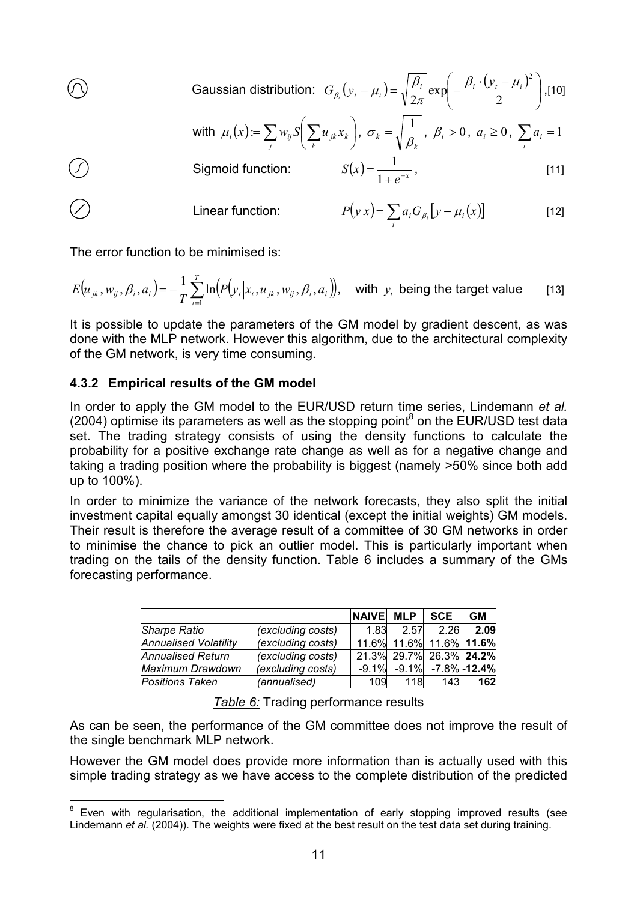Gaussian distribution: $G_{\beta_i}(y_t - \mu_i) = \sqrt{\frac{\beta_i}{2\pi}} \exp\left(-\frac{\beta_i \cdot (y_t - \mu_i)^2}{2}\right)$, [10]

with $\mu_i(x) := \sum_j w_{ij} S\left(\sum_k u_{jk} x_k\right)$, $\sigma_k = \sqrt{\frac{1}{\beta_k}}$, $\beta_i > 0$, $a_i \geq 0$, $\sum_i a_i = 1$

Sigmoid function: $S(x) = \frac{1}{1+e^{-x}}$, [11]

Linear function: $P(y|x) = \sum_i a_i G_{\beta_i}[y - \mu_i(x)]$ [12]

The error function to be minimised is:

$$E(u_{jk}, w_{ij}, \beta_i, a_i) = -\frac{1}{T}\sum_{t=1}^{T} \ln\left(P\left(y_t \middle| x_t, u_{jk}, w_{ij}, \beta_i, a_i\right)\right), \quad \text{with } y_t \text{ being the target value} \qquad [13]$$

It is possible to update the parameters of the GM model by gradient descent, as was done with the MLP network. However this algorithm, due to the architectural complexity of the GM network, is very time consuming.

### 4.3.2 Empirical results of the GM model

In order to apply the GM model to the EUR/USD return time series, Lindemann *et al.* (2004) optimise its parameters as well as the stopping point[8] on the EUR/USD test data set. The trading strategy consists of using the density functions to calculate the probability for a positive exchange rate change as well as for a negative change and taking a trading position where the probability is biggest (namely >50% since both add up to 100%).

In order to minimize the variance of the network forecasts, they also split the initial investment capital equally amongst 30 identical (except the initial weights) GM models. Their result is therefore the average result of a committee of 30 GM networks in order to minimise the chance to pick an outlier model. This is particularly important when trading on the tails of the density function. Table 6 includes a summary of the GMs forecasting performance.

| | | NAIVE | MLP | SCE | GM |
|---|---|---|---|---|---|
| *Sharpe Ratio* | *(excluding costs)* | 1.83 | 2.57 | 2.26 | **2.09** |
| *Annualised Volatility* | *(excluding costs)* | 11.6% | 11.6% | 11.6% | **11.6%** |
| *Annualised Return* | *(excluding costs)* | 21.3% | 29.7% | 26.3% | **24.2%** |
| *Maximum Drawdown* | *(excluding costs)* | -9.1% | -9.1% | -7.8% | **-12.4%** |
| *Positions Taken* | *(annualised)* | 109 | 118 | 143 | **162** |

*Table 6:* Trading performance results

As can be seen, the performance of the GM committee does not improve the result of the single benchmark MLP network.

However the GM model does provide more information than is actually used with this simple trading strategy as we have access to the complete distribution of the predicted

[8] Even with regularisation, the additional implementation of early stopping improved results (see Lindemann *et al.* (2004)). The weights were fixed at the best result on the test data set during training.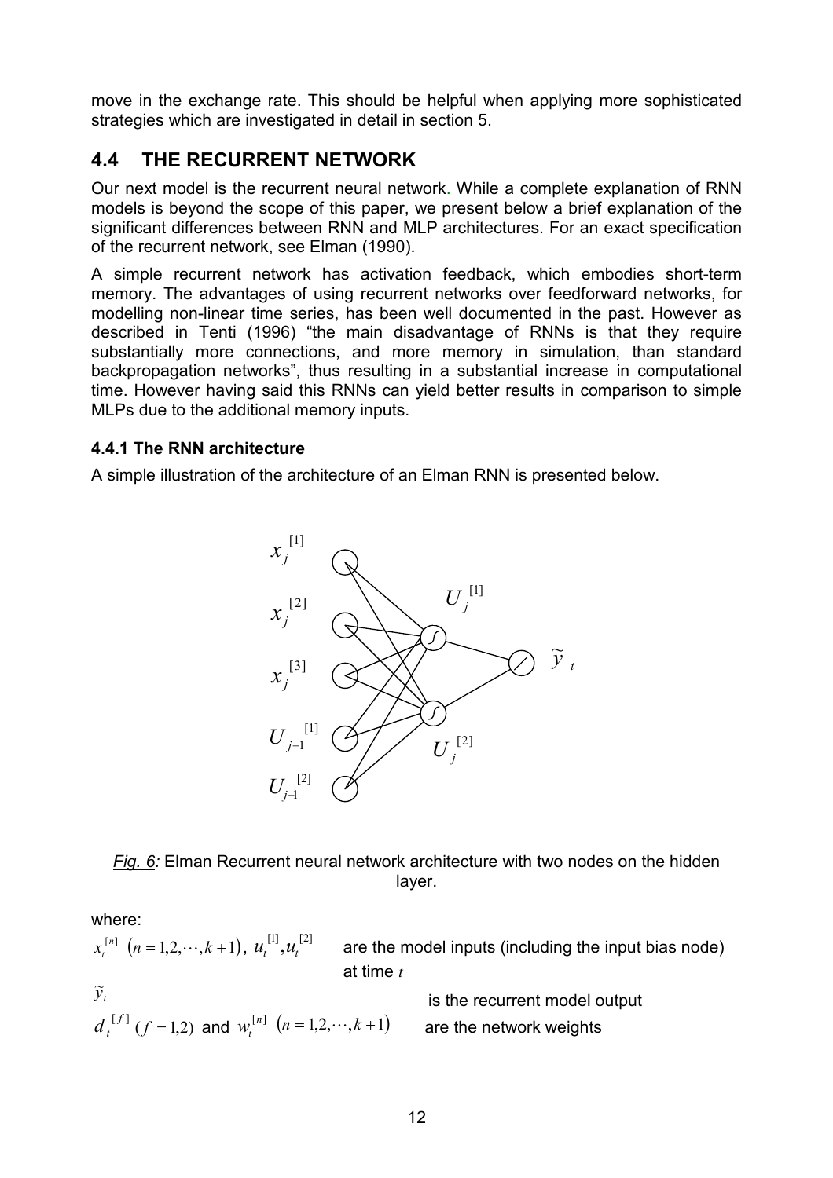move in the exchange rate. This should be helpful when applying more sophisticated strategies which are investigated in detail in section 5.

## 4.4 THE RECURRENT NETWORK

Our next model is the recurrent neural network. While a complete explanation of RNN models is beyond the scope of this paper, we present below a brief explanation of the significant differences between RNN and MLP architectures. For an exact specification of the recurrent network, see Elman (1990).

A simple recurrent network has activation feedback, which embodies short-term memory. The advantages of using recurrent networks over feedforward networks, for modelling non-linear time series, has been well documented in the past. However as described in Tenti (1996) "the main disadvantage of RNNs is that they require substantially more connections, and more memory in simulation, than standard backpropagation networks", thus resulting in a substantial increase in computational time. However having said this RNNs can yield better results in comparison to simple MLPs due to the additional memory inputs.

### 4.4.1 The RNN architecture

A simple illustration of the architecture of an Elman RNN is presented below.

*Fig. 6:* Elman Recurrent neural network architecture with two nodes on the hidden layer.

where:

$x_t^{[n]}$ $(n = 1,2,\cdots,k+1)$, $u_t^{[1]}, u_t^{[2]}$ are the model inputs (including the input bias node) at time $t$

$\widetilde{y}_t$ is the recurrent model output

$d_t^{[f]}$ $(f = 1,2)$ and $w_t^{[n]}$ $(n = 1,2,\cdots,k+1)$ are the network weights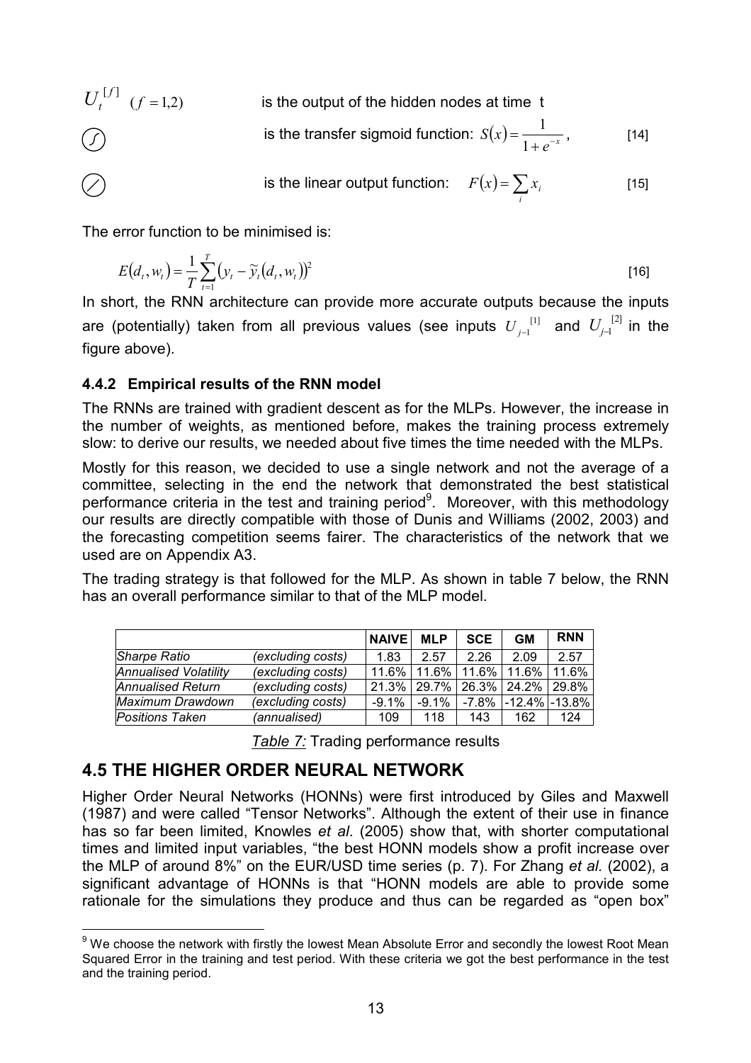$U_t^{[f]}$ $(f = 1,2)$ is the output of the hidden nodes at time t

(sigmoid symbol) is the transfer sigmoid function: $S(x) = \frac{1}{1+e^{-x}}$, [14]

(linear symbol) is the linear output function: $F(x) = \sum_i x_i$ [15]

The error function to be minimised is:

$$E(d_t, w_t) = \frac{1}{T}\sum_{t=1}^{T}(y_t - \widetilde{y}_t(d_t, w_t))^2 \quad [16]$$

In short, the RNN architecture can provide more accurate outputs because the inputs are (potentially) taken from all previous values (see inputs $U_{j-1}^{[1]}$ and $U_{j-1}^{[2]}$ in the figure above).

### 4.4.2 Empirical results of the RNN model

The RNNs are trained with gradient descent as for the MLPs. However, the increase in the number of weights, as mentioned before, makes the training process extremely slow: to derive our results, we needed about five times the time needed with the MLPs.

Mostly for this reason, we decided to use a single network and not the average of a committee, selecting in the end the network that demonstrated the best statistical performance criteria in the test and training period[9]. Moreover, with this methodology our results are directly compatible with those of Dunis and Williams (2002, 2003) and the forecasting competition seems fairer. The characteristics of the network that we used are on Appendix A3.

The trading strategy is that followed for the MLP. As shown in table 7 below, the RNN has an overall performance similar to that of the MLP model.

| | | NAIVE | MLP | SCE | GM | RNN |
|---|---|---|---|---|---|---|
| *Sharpe Ratio* | *(excluding costs)* | 1.83 | 2.57 | 2.26 | 2.09 | 2.57 |
| *Annualised Volatility* | *(excluding costs)* | 11.6% | 11.6% | 11.6% | 11.6% | 11.6% |
| *Annualised Return* | *(excluding costs)* | 21.3% | 29.7% | 26.3% | 24.2% | 29.8% |
| *Maximum Drawdown* | *(excluding costs)* | -9.1% | -9.1% | -7.8% | -12.4% | -13.8% |
| *Positions Taken* | *(annualised)* | 109 | 118 | 143 | 162 | 124 |

*Table 7:* Trading performance results

## 4.5 THE HIGHER ORDER NEURAL NETWORK

Higher Order Neural Networks (HONNs) were first introduced by Giles and Maxwell (1987) and were called "Tensor Networks". Although the extent of their use in finance has so far been limited, Knowles *et al*. (2005) show that, with shorter computational times and limited input variables, "the best HONN models show a profit increase over the MLP of around 8%" on the EUR/USD time series (p. 7). For Zhang *et al.* (2002), a significant advantage of HONNs is that "HONN models are able to provide some rationale for the simulations they produce and thus can be regarded as "open box"

[9] We choose the network with firstly the lowest Mean Absolute Error and secondly the lowest Root Mean Squared Error in the training and test period. With these criteria we got the best performance in the test and the training period.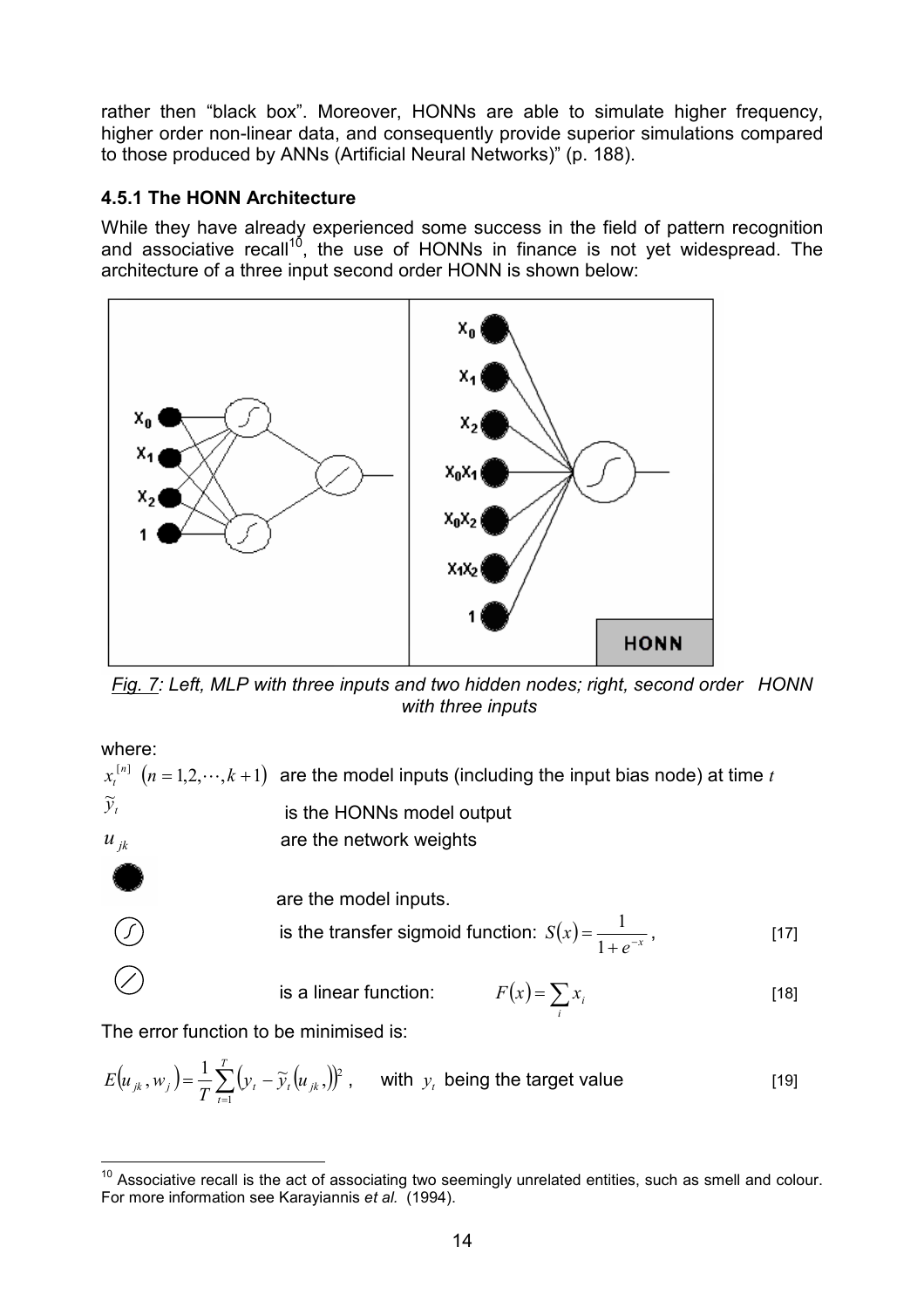rather then "black box". Moreover, HONNs are able to simulate higher frequency, higher order non-linear data, and consequently provide superior simulations compared to those produced by ANNs (Artificial Neural Networks)" (p. 188).

### 4.5.1 The HONN Architecture

While they have already experienced some success in the field of pattern recognition and associative recall[10], the use of HONNs in finance is not yet widespread. The architecture of a three input second order HONN is shown below:

*Fig. 7: Left, MLP with three inputs and two hidden nodes; right, second order HONN with three inputs*

where:

$x_t^{[n]}$ $(n = 1,2,\cdots,k+1)$ are the model inputs (including the input bias node) at time $t$

$\widetilde{y}_t$ is the HONNs model output

$u_{jk}$ are the network weights

● are the model inputs.

(∫) is the transfer sigmoid function: $S(x) = \frac{1}{1+e^{-x}}$, [17]

(⁄) is a linear function: $F(x) = \sum_i x_i$ [18]

The error function to be minimised is:

$$E(u_{jk}, w_j) = \frac{1}{T}\sum_{t=1}^{T}\left(y_t - \widetilde{y}_t(u_{jk},)\right)^2, \quad \text{with } y_t \text{ being the target value} \qquad [19]$$

[10] Associative recall is the act of associating two seemingly unrelated entities, such as smell and colour. For more information see Karayiannis *et al.* (1994).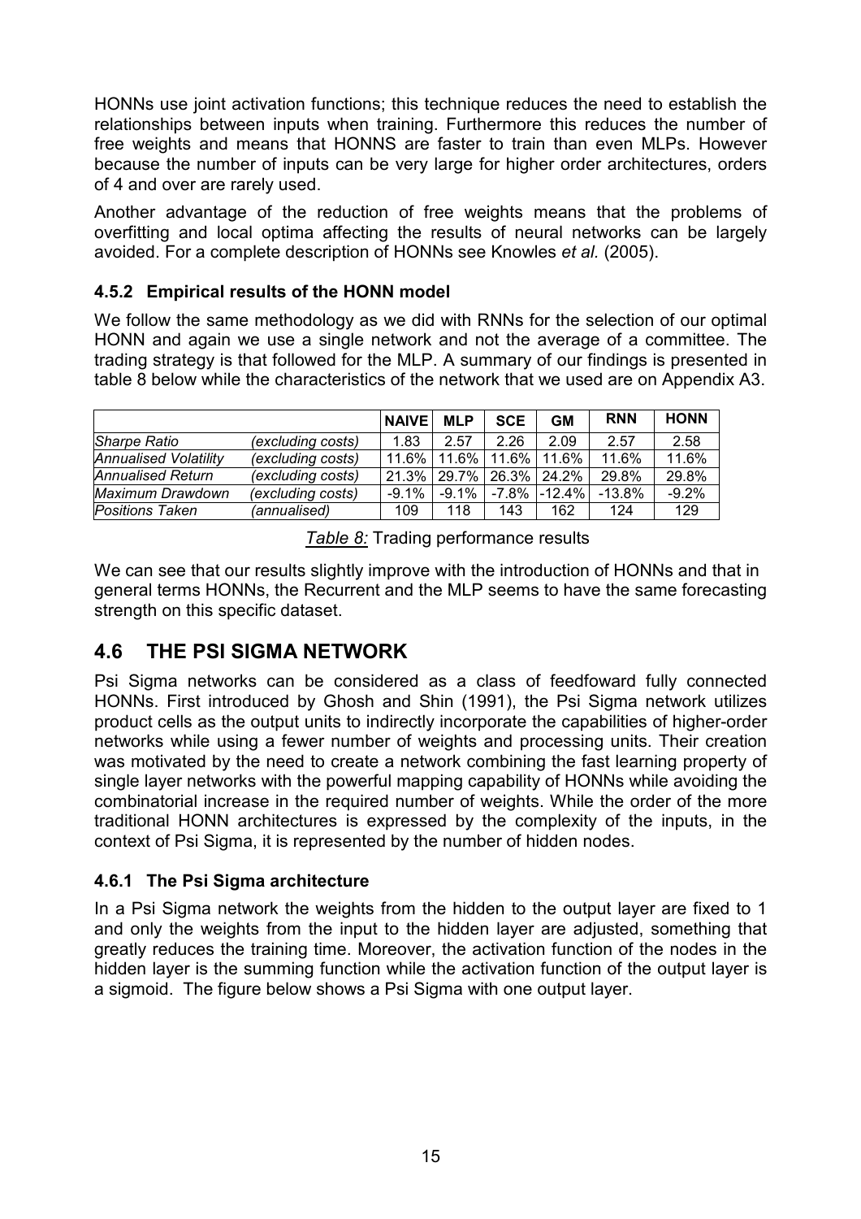HONNs use joint activation functions; this technique reduces the need to establish the relationships between inputs when training. Furthermore this reduces the number of free weights and means that HONNS are faster to train than even MLPs. However because the number of inputs can be very large for higher order architectures, orders of 4 and over are rarely used.

Another advantage of the reduction of free weights means that the problems of overfitting and local optima affecting the results of neural networks can be largely avoided. For a complete description of HONNs see Knowles *et al.* (2005).

### 4.5.2 Empirical results of the HONN model

We follow the same methodology as we did with RNNs for the selection of our optimal HONN and again we use a single network and not the average of a committee. The trading strategy is that followed for the MLP. A summary of our findings is presented in table 8 below while the characteristics of the network that we used are on Appendix A3.

| | | NAIVE | MLP | SCE | GM | RNN | HONN |
|---|---|---|---|---|---|---|---|
| *Sharpe Ratio* | *(excluding costs)* | 1.83 | 2.57 | 2.26 | 2.09 | 2.57 | 2.58 |
| *Annualised Volatility* | *(excluding costs)* | 11.6% | 11.6% | 11.6% | 11.6% | 11.6% | 11.6% |
| *Annualised Return* | *(excluding costs)* | 21.3% | 29.7% | 26.3% | 24.2% | 29.8% | 29.8% |
| *Maximum Drawdown* | *(excluding costs)* | -9.1% | -9.1% | -7.8% | -12.4% | -13.8% | -9.2% |
| *Positions Taken* | *(annualised)* | 109 | 118 | 143 | 162 | 124 | 129 |

*Table 8:* Trading performance results

We can see that our results slightly improve with the introduction of HONNs and that in general terms HONNs, the Recurrent and the MLP seems to have the same forecasting strength on this specific dataset.

## 4.6 THE PSI SIGMA NETWORK

Psi Sigma networks can be considered as a class of feedfoward fully connected HONNs. First introduced by Ghosh and Shin (1991), the Psi Sigma network utilizes product cells as the output units to indirectly incorporate the capabilities of higher-order networks while using a fewer number of weights and processing units. Their creation was motivated by the need to create a network combining the fast learning property of single layer networks with the powerful mapping capability of HONNs while avoiding the combinatorial increase in the required number of weights. While the order of the more traditional HONN architectures is expressed by the complexity of the inputs, in the context of Psi Sigma, it is represented by the number of hidden nodes.

### 4.6.1 The Psi Sigma architecture

In a Psi Sigma network the weights from the hidden to the output layer are fixed to 1 and only the weights from the input to the hidden layer are adjusted, something that greatly reduces the training time. Moreover, the activation function of the nodes in the hidden layer is the summing function while the activation function of the output layer is a sigmoid. The figure below shows a Psi Sigma with one output layer.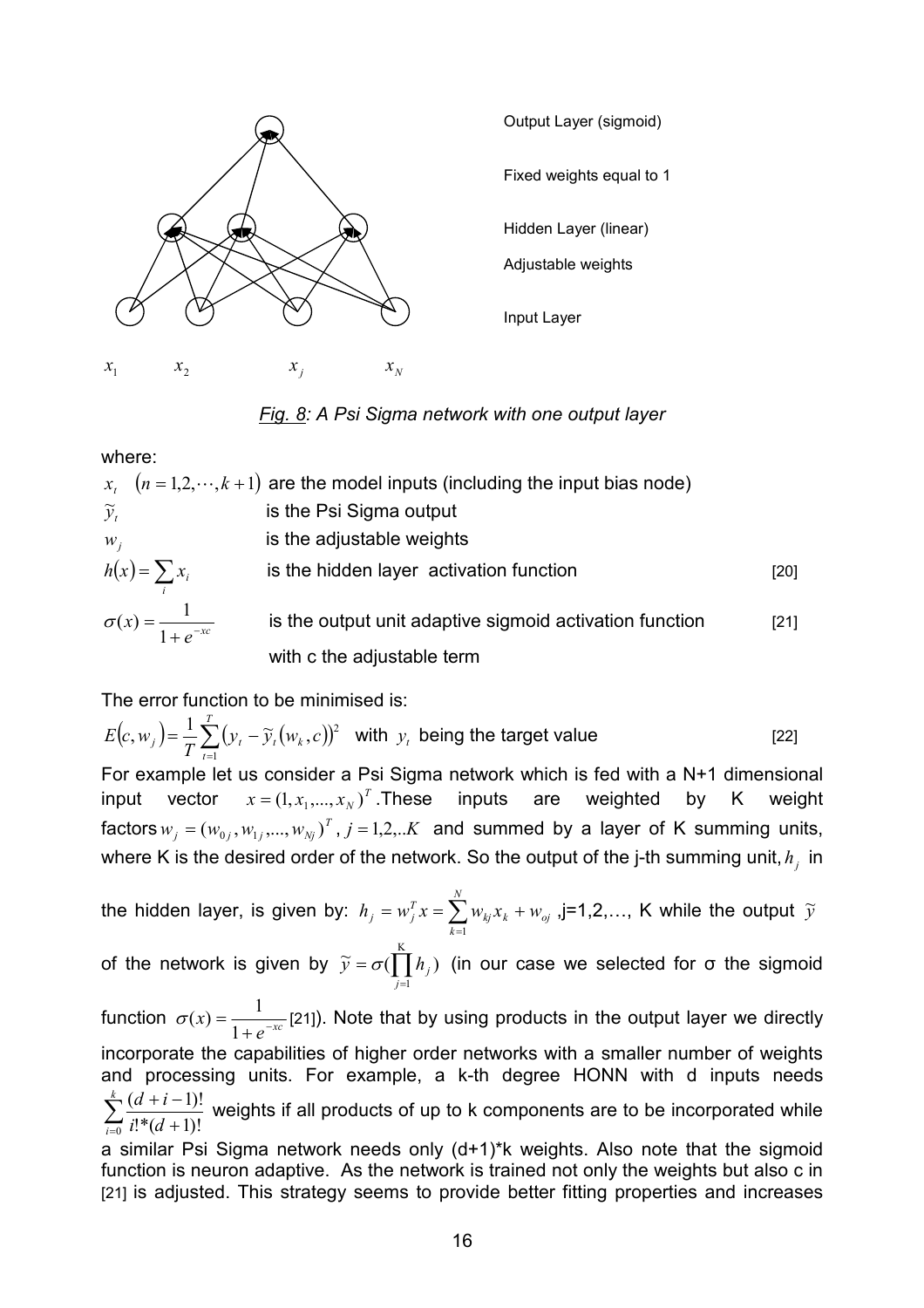Output Layer (sigmoid)

Fixed weights equal to 1

Hidden Layer (linear)

Adjustable weights

Input Layer

$x_1$ $x_2$ $x_j$ $x_N$

*Fig. 8: A Psi Sigma network with one output layer*

where:

$x_t \quad (n = 1, 2, \cdots, k+1)$ are the model inputs (including the input bias node)

$\widetilde{y}_t$ is the Psi Sigma output

$w_j$ is the adjustable weights

$h(x) = \sum_i x_i$ is the hidden layer activation function [20]

$\sigma(x) = \dfrac{1}{1 + e^{-xc}}$ is the output unit adaptive sigmoid activation function with c the adjustable term [21]

The error function to be minimised is:

$$E(c, w_j) = \frac{1}{T}\sum_{t=1}^{T}\left(y_t - \widetilde{y}_t(w_k, c)\right)^2 \quad \text{with } y_t \text{ being the target value} \qquad [22]$$

For example let us consider a Psi Sigma network which is fed with a N+1 dimensional input vector $x = (1, x_1, ..., x_N)^T$. These inputs are weighted by K weight factors $w_j = (w_{0j}, w_{1j}, ..., w_{Nj})^T$, $j = 1, 2, ..K$ and summed by a layer of K summing units, where K is the desired order of the network. So the output of the j-th summing unit, $h_j$ in the hidden layer, is given by: $h_j = w_j^T x = \sum_{k=1}^{N} w_{kj} x_k + w_{oj}$ ,j=1,2,…, K while the output $\widetilde{y}$ of the network is given by $\widetilde{y} = \sigma(\prod_{j=1}^{K} h_j)$ (in our case we selected for σ the sigmoid function $\sigma(x) = \frac{1}{1 + e^{-xc}}$ [21]). Note that by using products in the output layer we directly incorporate the capabilities of higher order networks with a smaller number of weights and processing units. For example, a k-th degree HONN with d inputs needs $\sum_{i=0}^{k} \frac{(d+i-1)!}{i!*(d+1)!}$ weights if all products of up to k components are to be incorporated while a similar Psi Sigma network needs only (d+1)*k weights. Also note that the sigmoid function is neuron adaptive. As the network is trained not only the weights but also c in [21] is adjusted. This strategy seems to provide better fitting properties and increases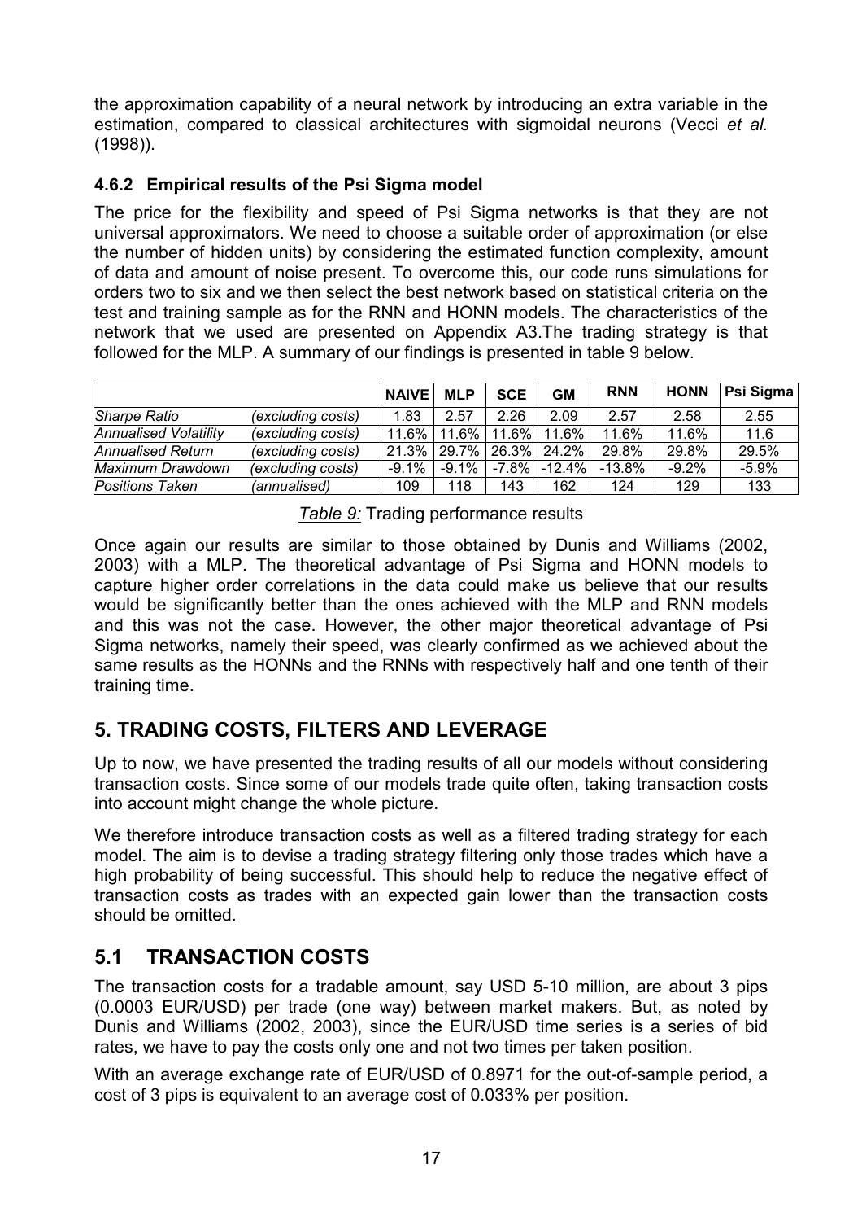the approximation capability of a neural network by introducing an extra variable in the estimation, compared to classical architectures with sigmoidal neurons (Vecci *et al.* (1998)).

### 4.6.2 Empirical results of the Psi Sigma model

The price for the flexibility and speed of Psi Sigma networks is that they are not universal approximators. We need to choose a suitable order of approximation (or else the number of hidden units) by considering the estimated function complexity, amount of data and amount of noise present. To overcome this, our code runs simulations for orders two to six and we then select the best network based on statistical criteria on the test and training sample as for the RNN and HONN models. The characteristics of the network that we used are presented on Appendix A3.The trading strategy is that followed for the MLP. A summary of our findings is presented in table 9 below.

| | | NAIVE | MLP | SCE | GM | RNN | HONN | Psi Sigma |
|---|---|---|---|---|---|---|---|---|
| *Sharpe Ratio* | *(excluding costs)* | 1.83 | 2.57 | 2.26 | 2.09 | 2.57 | 2.58 | 2.55 |
| *Annualised Volatility* | *(excluding costs)* | 11.6% | 11.6% | 11.6% | 11.6% | 11.6% | 11.6% | 11.6 |
| *Annualised Return* | *(excluding costs)* | 21.3% | 29.7% | 26.3% | 24.2% | 29.8% | 29.8% | 29.5% |
| *Maximum Drawdown* | *(excluding costs)* | -9.1% | -9.1% | -7.8% | -12.4% | -13.8% | -9.2% | -5.9% |
| *Positions Taken* | *(annualised)* | 109 | 118 | 143 | 162 | 124 | 129 | 133 |

*Table 9:* Trading performance results

Once again our results are similar to those obtained by Dunis and Williams (2002, 2003) with a MLP. The theoretical advantage of Psi Sigma and HONN models to capture higher order correlations in the data could make us believe that our results would be significantly better than the ones achieved with the MLP and RNN models and this was not the case. However, the other major theoretical advantage of Psi Sigma networks, namely their speed, was clearly confirmed as we achieved about the same results as the HONNs and the RNNs with respectively half and one tenth of their training time.

## 5. TRADING COSTS, FILTERS AND LEVERAGE

Up to now, we have presented the trading results of all our models without considering transaction costs. Since some of our models trade quite often, taking transaction costs into account might change the whole picture.

We therefore introduce transaction costs as well as a filtered trading strategy for each model. The aim is to devise a trading strategy filtering only those trades which have a high probability of being successful. This should help to reduce the negative effect of transaction costs as trades with an expected gain lower than the transaction costs should be omitted.

## 5.1 TRANSACTION COSTS

The transaction costs for a tradable amount, say USD 5-10 million, are about 3 pips (0.0003 EUR/USD) per trade (one way) between market makers. But, as noted by Dunis and Williams (2002, 2003), since the EUR/USD time series is a series of bid rates, we have to pay the costs only one and not two times per taken position.

With an average exchange rate of EUR/USD of 0.8971 for the out-of-sample period, a cost of 3 pips is equivalent to an average cost of 0.033% per position.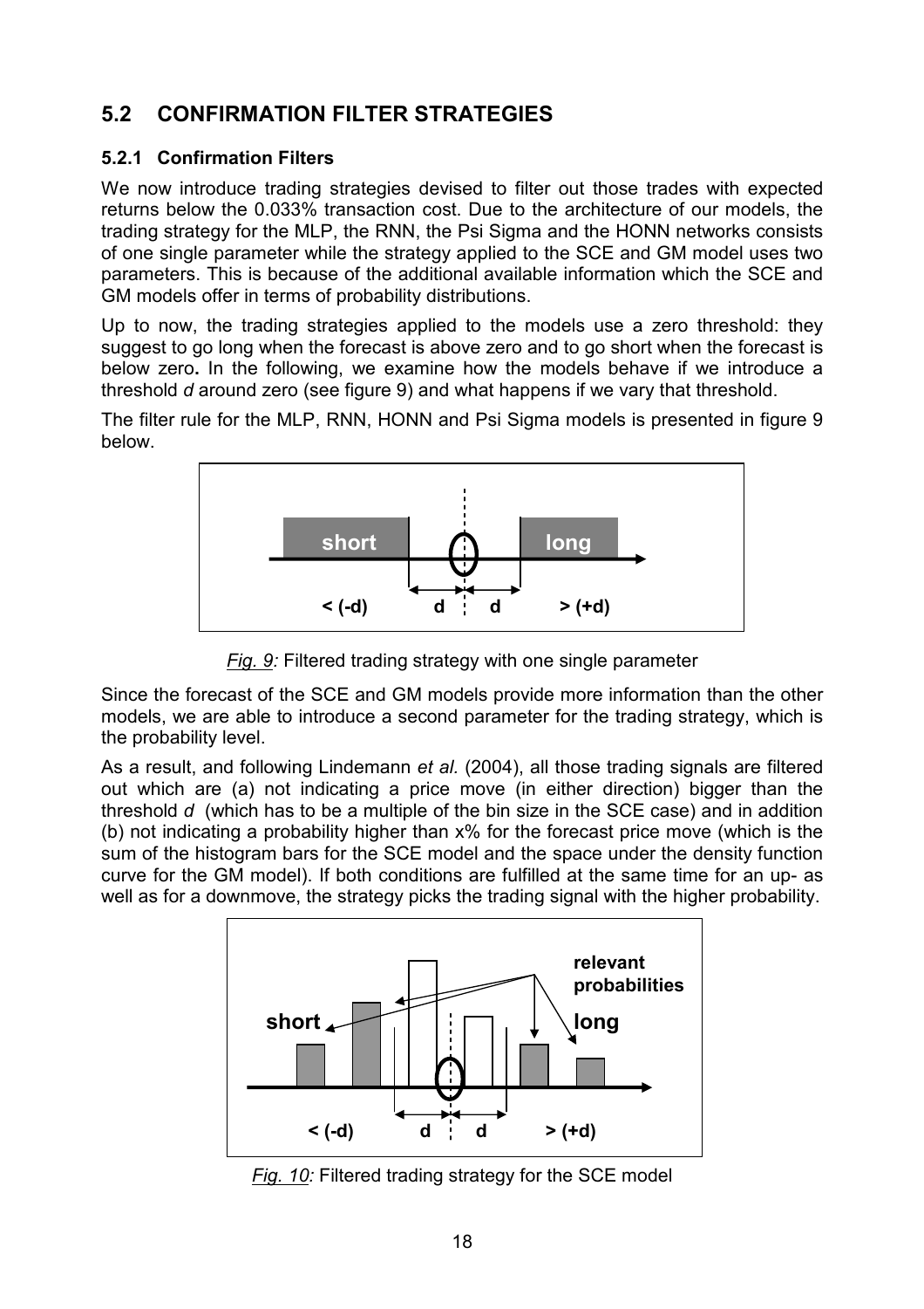## 5.2 CONFIRMATION FILTER STRATEGIES

### 5.2.1 Confirmation Filters

We now introduce trading strategies devised to filter out those trades with expected returns below the 0.033% transaction cost. Due to the architecture of our models, the trading strategy for the MLP, the RNN, the Psi Sigma and the HONN networks consists of one single parameter while the strategy applied to the SCE and GM model uses two parameters. This is because of the additional available information which the SCE and GM models offer in terms of probability distributions.

Up to now, the trading strategies applied to the models use a zero threshold: they suggest to go long when the forecast is above zero and to go short when the forecast is below zero**.** In the following, we examine how the models behave if we introduce a threshold *d* around zero (see figure 9) and what happens if we vary that threshold.

The filter rule for the MLP, RNN, HONN and Psi Sigma models is presented in figure 9 below.

*Fig. 9:* Filtered trading strategy with one single parameter

Since the forecast of the SCE and GM models provide more information than the other models, we are able to introduce a second parameter for the trading strategy, which is the probability level.

As a result, and following Lindemann *et al.* (2004), all those trading signals are filtered out which are (a) not indicating a price move (in either direction) bigger than the threshold *d* (which has to be a multiple of the bin size in the SCE case) and in addition (b) not indicating a probability higher than x% for the forecast price move (which is the sum of the histogram bars for the SCE model and the space under the density function curve for the GM model). If both conditions are fulfilled at the same time for an up- as well as for a downmove, the strategy picks the trading signal with the higher probability.

*Fig. 10:* Filtered trading strategy for the SCE model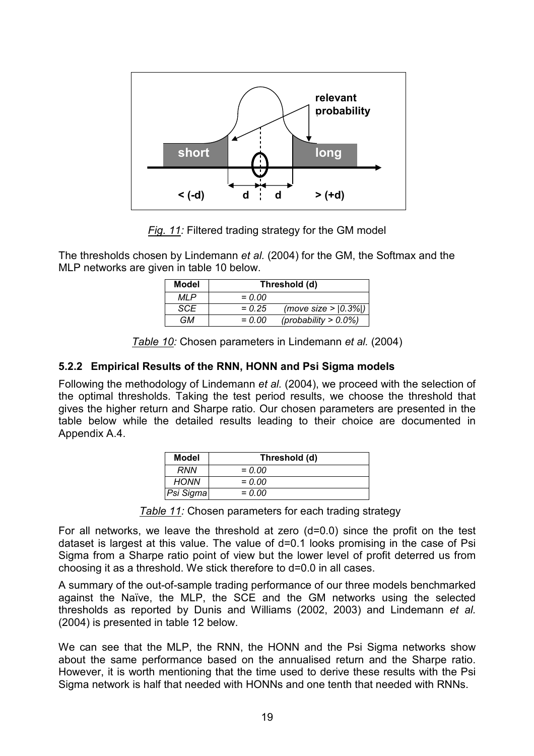*Fig. 11:* Filtered trading strategy for the GM model

The thresholds chosen by Lindemann *et al.* (2004) for the GM, the Softmax and the MLP networks are given in table 10 below.

| Model | Threshold (d) |
|---|---|
| *MLP* | *= 0.00* |
| *SCE* | *= 0.25 (move size > \|0.3%\|)* |
| *GM* | *= 0.00 (probability > 0.0%)* |

*Table 10:* Chosen parameters in Lindemann *et al.* (2004)

### 5.2.2 Empirical Results of the RNN, HONN and Psi Sigma models

Following the methodology of Lindemann *et al.* (2004), we proceed with the selection of the optimal thresholds. Taking the test period results, we choose the threshold that gives the higher return and Sharpe ratio. Our chosen parameters are presented in the table below while the detailed results leading to their choice are documented in Appendix A.4.

| Model | Threshold (d) |
|---|---|
| *RNN* | *= 0.00* |
| *HONN* | *= 0.00* |
| *Psi Sigma* | *= 0.00* |

*Table 11:* Chosen parameters for each trading strategy

For all networks, we leave the threshold at zero (d=0.0) since the profit on the test dataset is largest at this value. The value of d=0.1 looks promising in the case of Psi Sigma from a Sharpe ratio point of view but the lower level of profit deterred us from choosing it as a threshold. We stick therefore to d=0.0 in all cases.

A summary of the out-of-sample trading performance of our three models benchmarked against the Naïve, the MLP, the SCE and the GM networks using the selected thresholds as reported by Dunis and Williams (2002, 2003) and Lindemann *et al.* (2004) is presented in table 12 below.

We can see that the MLP, the RNN, the HONN and the Psi Sigma networks show about the same performance based on the annualised return and the Sharpe ratio. However, it is worth mentioning that the time used to derive these results with the Psi Sigma network is half that needed with HONNs and one tenth that needed with RNNs.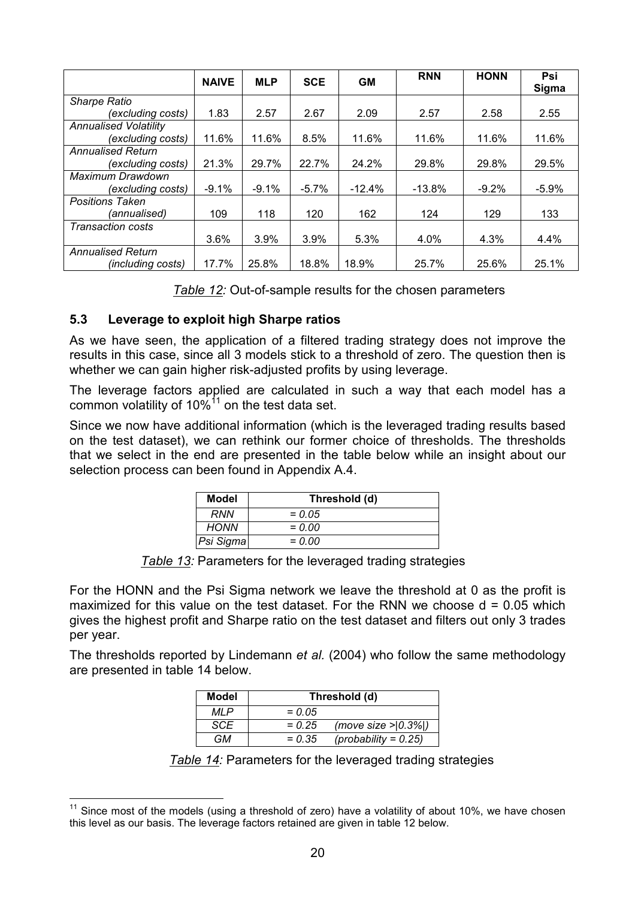| | NAIVE | MLP | SCE | GM | RNN | HONN | Psi Sigma |
|---|---|---|---|---|---|---|---|
| *Sharpe Ratio (excluding costs)* | 1.83 | 2.57 | 2.67 | 2.09 | 2.57 | 2.58 | 2.55 |
| *Annualised Volatility (excluding costs)* | 11.6% | 11.6% | 8.5% | 11.6% | 11.6% | 11.6% | 11.6% |
| *Annualised Return (excluding costs)* | 21.3% | 29.7% | 22.7% | 24.2% | 29.8% | 29.8% | 29.5% |
| *Maximum Drawdown (excluding costs)* | -9.1% | -9.1% | -5.7% | -12.4% | -13.8% | -9.2% | -5.9% |
| *Positions Taken (annualised)* | 109 | 118 | 120 | 162 | 124 | 129 | 133 |
| *Transaction costs* | 3.6% | 3.9% | 3.9% | 5.3% | 4.0% | 4.3% | 4.4% |
| *Annualised Return (including costs)* | 17.7% | 25.8% | 18.8% | 18.9% | 25.7% | 25.6% | 25.1% |

*Table 12:* Out-of-sample results for the chosen parameters

### 5.3 Leverage to exploit high Sharpe ratios

As we have seen, the application of a filtered trading strategy does not improve the results in this case, since all 3 models stick to a threshold of zero. The question then is whether we can gain higher risk-adjusted profits by using leverage.

The leverage factors applied are calculated in such a way that each model has a common volatility of 10%[11] on the test data set.

Since we now have additional information (which is the leveraged trading results based on the test dataset), we can rethink our former choice of thresholds. The thresholds that we select in the end are presented in the table below while an insight about our selection process can been found in Appendix A.4.

| Model | Threshold (d) |
|---|---|
| *RNN* | *= 0.05* |
| *HONN* | *= 0.00* |
| *Psi Sigma* | *= 0.00* |

*Table 13:* Parameters for the leveraged trading strategies

For the HONN and the Psi Sigma network we leave the threshold at 0 as the profit is maximized for this value on the test dataset. For the RNN we choose d = 0.05 which gives the highest profit and Sharpe ratio on the test dataset and filters out only 3 trades per year.

The thresholds reported by Lindemann *et al.* (2004) who follow the same methodology are presented in table 14 below.

| Model | Threshold (d) | |
|---|---|---|
| *MLP* | *= 0.05* | |
| *SCE* | *= 0.25* | *(move size >\|0.3%\|)* |
| *GM* | *= 0.35* | *(probability = 0.25)* |

*Table 14:* Parameters for the leveraged trading strategies

[11] Since most of the models (using a threshold of zero) have a volatility of about 10%, we have chosen this level as our basis. The leverage factors retained are given in table 12 below.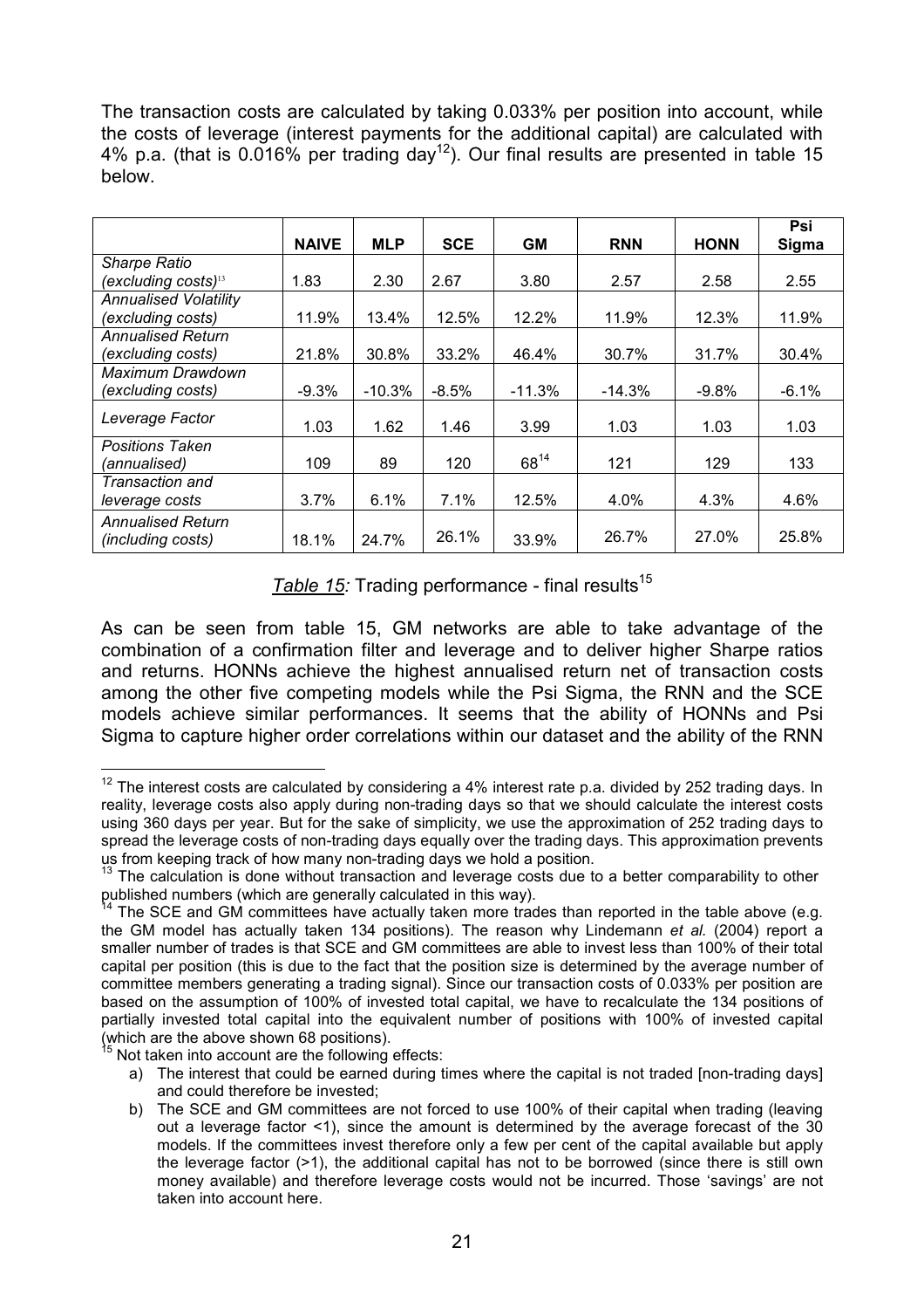The transaction costs are calculated by taking 0.033% per position into account, while the costs of leverage (interest payments for the additional capital) are calculated with 4% p.a. (that is 0.016% per trading day[12]). Our final results are presented in table 15 below.

| | NAIVE | MLP | SCE | GM | RNN | HONN | Psi Sigma |
|---|---|---|---|---|---|---|---|
| *Sharpe Ratio (excluding costs)*[13] | 1.83 | 2.30 | 2.67 | 3.80 | 2.57 | 2.58 | 2.55 |
| *Annualised Volatility (excluding costs)* | 11.9% | 13.4% | 12.5% | 12.2% | 11.9% | 12.3% | 11.9% |
| *Annualised Return (excluding costs)* | 21.8% | 30.8% | 33.2% | 46.4% | 30.7% | 31.7% | 30.4% |
| *Maximum Drawdown (excluding costs)* | -9.3% | -10.3% | -8.5% | -11.3% | -14.3% | -9.8% | -6.1% |
| *Leverage Factor* | 1.03 | 1.62 | 1.46 | 3.99 | 1.03 | 1.03 | 1.03 |
| *Positions Taken (annualised)* | 109 | 89 | 120 | 68[14] | 121 | 129 | 133 |
| *Transaction and leverage costs* | 3.7% | 6.1% | 7.1% | 12.5% | 4.0% | 4.3% | 4.6% |
| *Annualised Return (including costs)* | 18.1% | 24.7% | 26.1% | 33.9% | 26.7% | 27.0% | 25.8% |

*Table 15:* Trading performance - final results[15]

As can be seen from table 15, GM networks are able to take advantage of the combination of a confirmation filter and leverage and to deliver higher Sharpe ratios and returns. HONNs achieve the highest annualised return net of transaction costs among the other five competing models while the Psi Sigma, the RNN and the SCE models achieve similar performances. It seems that the ability of HONNs and Psi Sigma to capture higher order correlations within our dataset and the ability of the RNN

---

[12] The interest costs are calculated by considering a 4% interest rate p.a. divided by 252 trading days. In reality, leverage costs also apply during non-trading days so that we should calculate the interest costs using 360 days per year. But for the sake of simplicity, we use the approximation of 252 trading days to spread the leverage costs of non-trading days equally over the trading days. This approximation prevents us from keeping track of how many non-trading days we hold a position.

[13] The calculation is done without transaction and leverage costs due to a better comparability to other published numbers (which are generally calculated in this way).

[14] The SCE and GM committees have actually taken more trades than reported in the table above (e.g. the GM model has actually taken 134 positions). The reason why Lindemann *et al.* (2004) report a smaller number of trades is that SCE and GM committees are able to invest less than 100% of their total capital per position (this is due to the fact that the position size is determined by the average number of committee members generating a trading signal). Since our transaction costs of 0.033% per position are based on the assumption of 100% of invested total capital, we have to recalculate the 134 positions of partially invested total capital into the equivalent number of positions with 100% of invested capital (which are the above shown 68 positions).

[15] Not taken into account are the following effects:

a) The interest that could be earned during times where the capital is not traded [non-trading days] and could therefore be invested;

b) The SCE and GM committees are not forced to use 100% of their capital when trading (leaving out a leverage factor <1), since the amount is determined by the average forecast of the 30 models. If the committees invest therefore only a few per cent of the capital available but apply the leverage factor (>1), the additional capital has not to be borrowed (since there is still own money available) and therefore leverage costs would not be incurred. Those 'savings' are not taken into account here.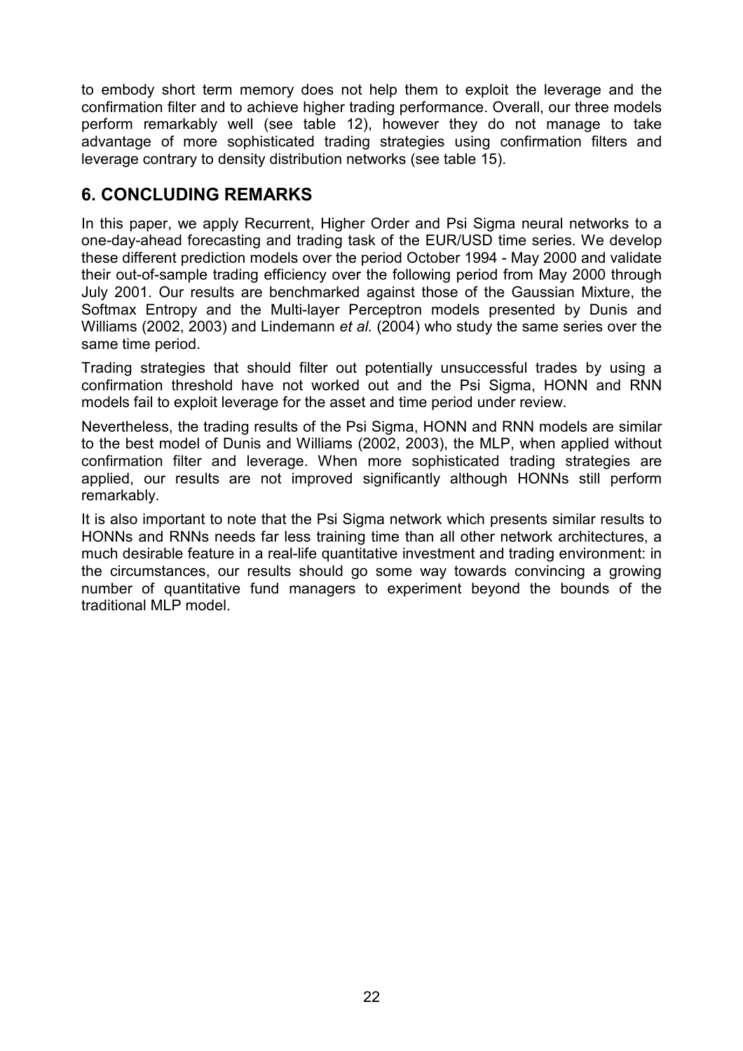to embody short term memory does not help them to exploit the leverage and the confirmation filter and to achieve higher trading performance. Overall, our three models perform remarkably well (see table 12), however they do not manage to take advantage of more sophisticated trading strategies using confirmation filters and leverage contrary to density distribution networks (see table 15).

## 6. CONCLUDING REMARKS

In this paper, we apply Recurrent, Higher Order and Psi Sigma neural networks to a one-day-ahead forecasting and trading task of the EUR/USD time series. We develop these different prediction models over the period October 1994 - May 2000 and validate their out-of-sample trading efficiency over the following period from May 2000 through July 2001. Our results are benchmarked against those of the Gaussian Mixture, the Softmax Entropy and the Multi-layer Perceptron models presented by Dunis and Williams (2002, 2003) and Lindemann *et al.* (2004) who study the same series over the same time period.

Trading strategies that should filter out potentially unsuccessful trades by using a confirmation threshold have not worked out and the Psi Sigma, HONN and RNN models fail to exploit leverage for the asset and time period under review.

Nevertheless, the trading results of the Psi Sigma, HONN and RNN models are similar to the best model of Dunis and Williams (2002, 2003), the MLP, when applied without confirmation filter and leverage. When more sophisticated trading strategies are applied, our results are not improved significantly although HONNs still perform remarkably.

It is also important to note that the Psi Sigma network which presents similar results to HONNs and RNNs needs far less training time than all other network architectures, a much desirable feature in a real-life quantitative investment and trading environment: in the circumstances, our results should go some way towards convincing a growing number of quantitative fund managers to experiment beyond the bounds of the traditional MLP model.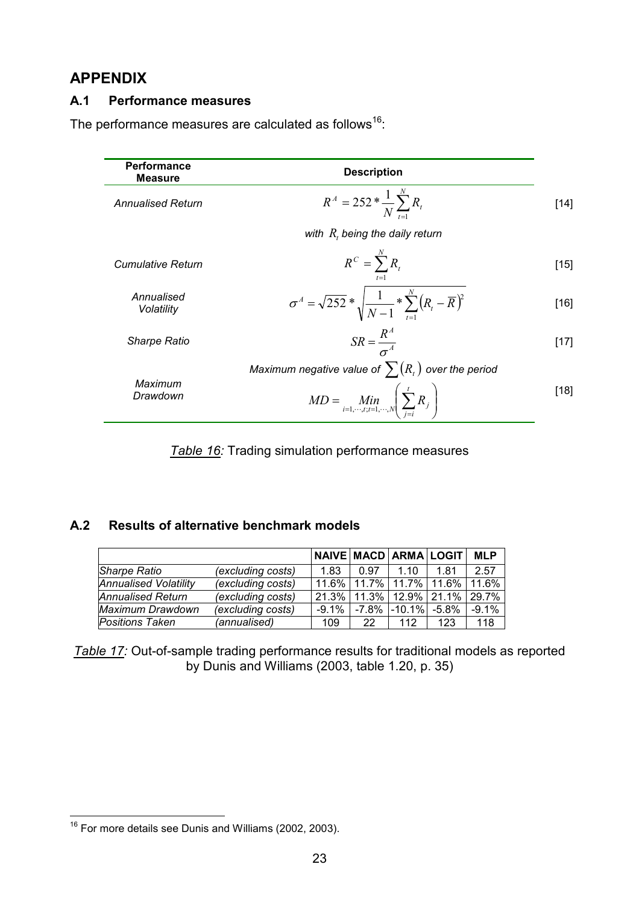# APPENDIX

## A.1 Performance measures

The performance measures are calculated as follows[16]:

| Performance Measure | Description | |
|---|---|---|
| *Annualised Return* | $R^A = 252 * \frac{1}{N} \sum_{t=1}^{N} R_t$ <br> *with $R_t$ being the daily return* | [14] |
| *Cumulative Return* | $R^C = \sum_{t=1}^{N} R_t$ | [15] |
| *Annualised Volatility* | $\sigma^A = \sqrt{252} * \sqrt{\frac{1}{N-1} * \sum_{t=1}^{N} \left(R_t - \overline{R}\right)^2}$ | [16] |
| *Sharpe Ratio* | $SR = \frac{R^A}{\sigma^A}$ | [17] |
| *Maximum Drawdown* | *Maximum negative value of $\sum(R_t)$ over the period* <br> $MD = \underset{i=1,\cdots,t;t=1,\cdots,N}{Min} \left( \sum_{j=i}^{t} R_j \right)$ | [18] |

*Table 16:* Trading simulation performance measures

## A.2 Results of alternative benchmark models

| | | NAIVE | MACD | ARMA | LOGIT | MLP |
|---|---|---|---|---|---|---|
| *Sharpe Ratio* | *(excluding costs)* | 1.83 | 0.97 | 1.10 | 1.81 | 2.57 |
| *Annualised Volatility* | *(excluding costs)* | 11.6% | 11.7% | 11.7% | 11.6% | 11.6% |
| *Annualised Return* | *(excluding costs)* | 21.3% | 11.3% | 12.9% | 21.1% | 29.7% |
| *Maximum Drawdown* | *(excluding costs)* | -9.1% | -7.8% | -10.1% | -5.8% | -9.1% |
| *Positions Taken* | *(annualised)* | 109 | 22 | 112 | 123 | 118 |

*Table 17:* Out-of-sample trading performance results for traditional models as reported by Dunis and Williams (2003, table 1.20, p. 35)

[16] For more details see Dunis and Williams (2002, 2003).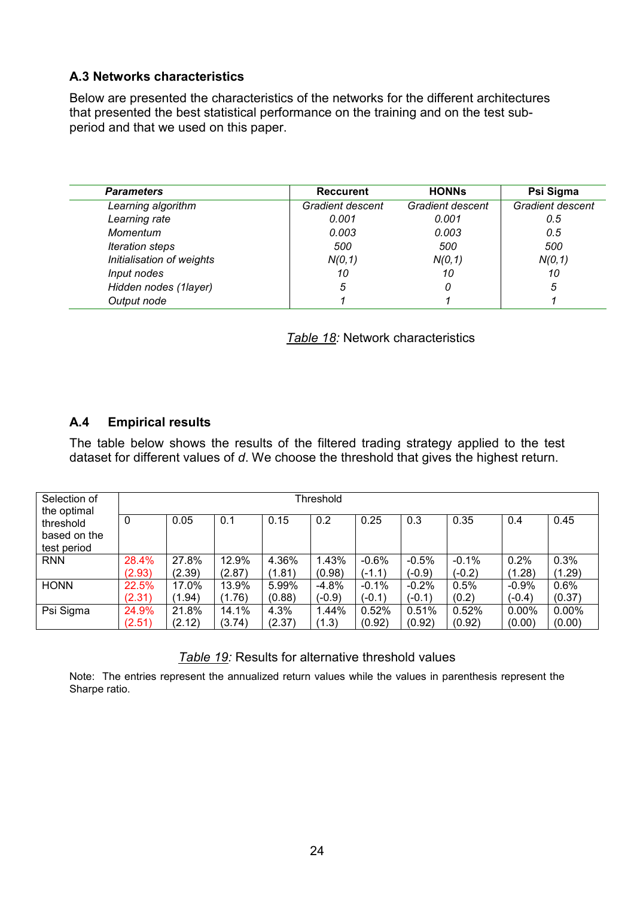### A.3 Networks characteristics

Below are presented the characteristics of the networks for the different architectures that presented the best statistical performance on the training and on the test sub-period and that we used on this paper.

| ***Parameters*** | **Reccurent** | **HONNs** | **Psi Sigma** |
|---|---|---|---|
| *Learning algorithm* | *Gradient descent* | *Gradient descent* | *Gradient descent* |
| *Learning rate* | *0.001* | *0.001* | *0.5* |
| *Momentum* | *0.003* | *0.003* | *0.5* |
| *Iteration steps* | *500* | *500* | *500* |
| *Initialisation of weights* | *N(0,1)* | *N(0,1)* | *N(0,1)* |
| *Input nodes* | *10* | *10* | *10* |
| *Hidden nodes (1layer)* | *5* | *0* | *5* |
| *Output node* | *1* | *1* | *1* |

*Table 18:* Network characteristics

### A.4 Empirical results

The table below shows the results of the filtered trading strategy applied to the test dataset for different values of *d*. We choose the threshold that gives the highest return.

| Selection of the optimal threshold based on the test period | Threshold | | | | | | | | | |
|---|---|---|---|---|---|---|---|---|---|---|
| | 0 | 0.05 | 0.1 | 0.15 | 0.2 | 0.25 | 0.3 | 0.35 | 0.4 | 0.45 |
| RNN | 28.4% (2.93) | 27.8% (2.39) | 12.9% (2.87) | 4.36% (1.81) | 1.43% (0.98) | -0.6% (-1.1) | -0.5% (-0.9) | -0.1% (-0.2) | 0.2% (1.28) | 0.3% (1.29) |
| HONN | 22.5% (2.31) | 17.0% (1.94) | 13.9% (1.76) | 5.99% (0.88) | -4.8% (-0.9) | -0.1% (-0.1) | -0.2% (-0.1) | 0.5% (0.2) | -0.9% (-0.4) | 0.6% (0.37) |
| Psi Sigma | 24.9% (2.51) | 21.8% (2.12) | 14.1% (3.74) | 4.3% (2.37) | 1.44% (1.3) | 0.52% (0.92) | 0.51% (0.92) | 0.52% (0.92) | 0.00% (0.00) | 0.00% (0.00) |

*Table 19:* Results for alternative threshold values

Note: The entries represent the annualized return values while the values in parenthesis represent the Sharpe ratio.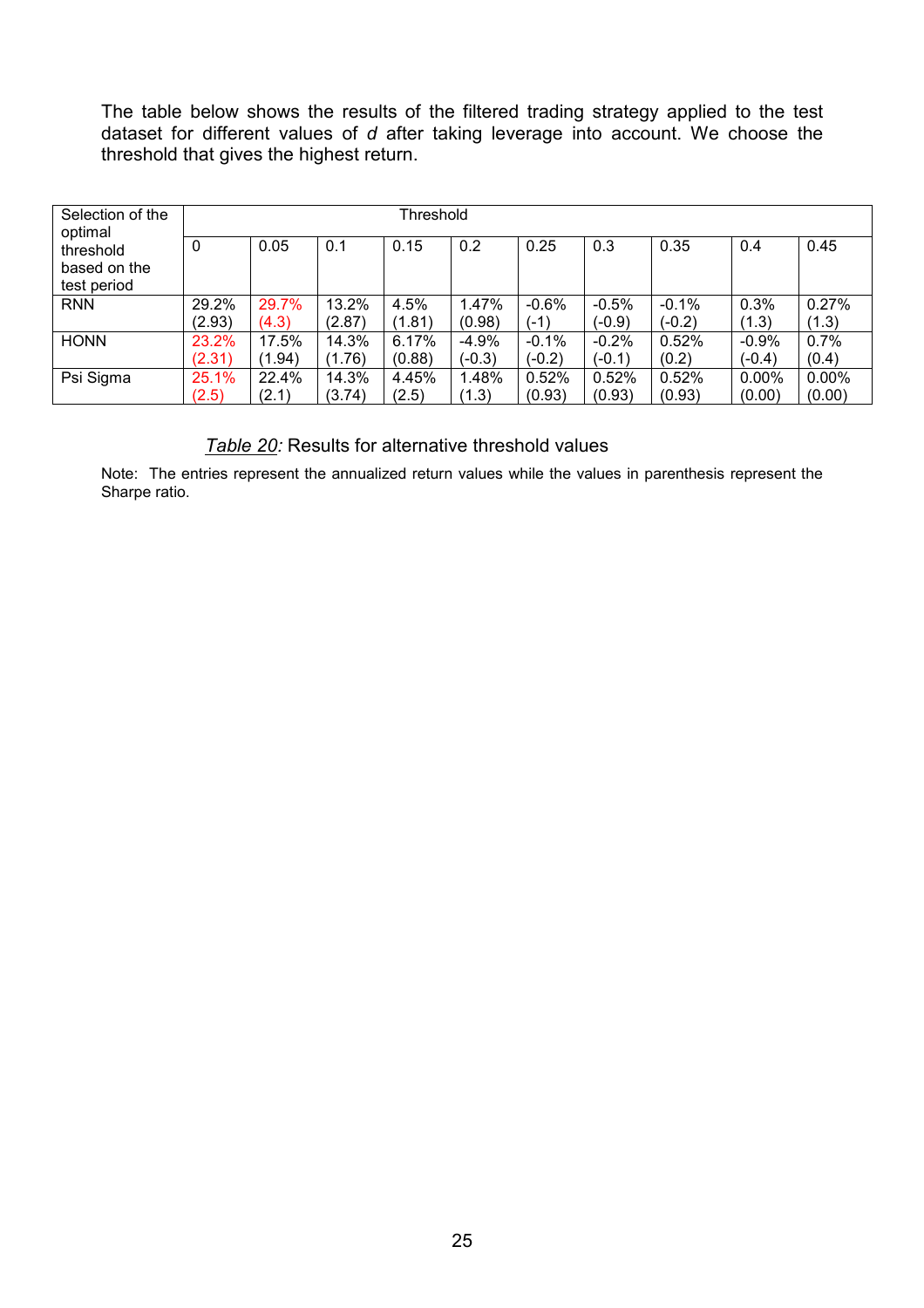The table below shows the results of the filtered trading strategy applied to the test dataset for different values of *d* after taking leverage into account. We choose the threshold that gives the highest return.

| Selection of the optimal threshold based on the test period | Threshold | | | | | | | | | |
|---|---|---|---|---|---|---|---|---|---|---|
| | 0 | 0.05 | 0.1 | 0.15 | 0.2 | 0.25 | 0.3 | 0.35 | 0.4 | 0.45 |
| RNN | 29.2% (2.93) | 29.7% (4.3) | 13.2% (2.87) | 4.5% (1.81) | 1.47% (0.98) | -0.6% (-1) | -0.5% (-0.9) | -0.1% (-0.2) | 0.3% (1.3) | 0.27% (1.3) |
| HONN | 23.2% (2.31) | 17.5% (1.94) | 14.3% (1.76) | 6.17% (0.88) | -4.9% (-0.3) | -0.1% (-0.2) | -0.2% (-0.1) | 0.52% (0.2) | -0.9% (-0.4) | 0.7% (0.4) |
| Psi Sigma | 25.1% (2.5) | 22.4% (2.1) | 14.3% (3.74) | 4.45% (2.5) | 1.48% (1.3) | 0.52% (0.93) | 0.52% (0.93) | 0.52% (0.93) | 0.00% (0.00) | 0.00% (0.00) |

*Table 20:* Results for alternative threshold values

Note: The entries represent the annualized return values while the values in parenthesis represent the Sharpe ratio.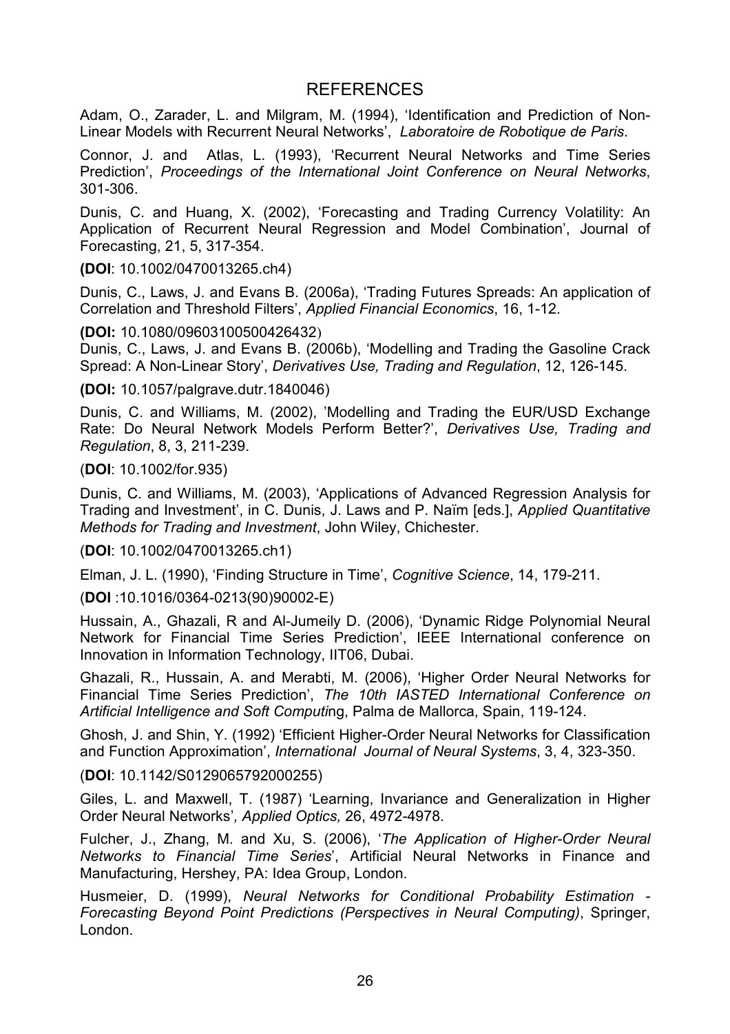# REFERENCES

Adam, O., Zarader, L. and Milgram, M. (1994), 'Identification and Prediction of Non-Linear Models with Recurrent Neural Networks', *Laboratoire de Robotique de Paris*.

Connor, J. and Atlas, L. (1993), 'Recurrent Neural Networks and Time Series Prediction', *Proceedings of the International Joint Conference on Neural Networks*, 301-306.

Dunis, C. and Huang, X. (2002), 'Forecasting and Trading Currency Volatility: An Application of Recurrent Neural Regression and Model Combination', Journal of Forecasting, 21, 5, 317-354.

**(DOI**: 10.1002/0470013265.ch4)

Dunis, C., Laws, J. and Evans B. (2006a), 'Trading Futures Spreads: An application of Correlation and Threshold Filters', *Applied Financial Economics*, 16, 1-12.

**(DOI:** 10.1080/09603100500426432)

Dunis, C., Laws, J. and Evans B. (2006b), 'Modelling and Trading the Gasoline Crack Spread: A Non-Linear Story', *Derivatives Use, Trading and Regulation*, 12, 126-145.

**(DOI:** 10.1057/palgrave.dutr.1840046)

Dunis, C. and Williams, M. (2002), 'Modelling and Trading the EUR/USD Exchange Rate: Do Neural Network Models Perform Better?', *Derivatives Use, Trading and Regulation*, 8, 3, 211-239.

(**DOI**: 10.1002/for.935)

Dunis, C. and Williams, M. (2003), 'Applications of Advanced Regression Analysis for Trading and Investment', in C. Dunis, J. Laws and P. Naïm [eds.], *Applied Quantitative Methods for Trading and Investment*, John Wiley, Chichester.

(**DOI**: 10.1002/0470013265.ch1)

Elman, J. L. (1990), 'Finding Structure in Time', *Cognitive Science*, 14, 179-211.

(**DOI** :10.1016/0364-0213(90)90002-E)

Hussain, A., Ghazali, R and Al-Jumeily D. (2006), 'Dynamic Ridge Polynomial Neural Network for Financial Time Series Prediction', IEEE International conference on Innovation in Information Technology, IIT06, Dubai.

Ghazali, R., Hussain, A. and Merabti, M. (2006), 'Higher Order Neural Networks for Financial Time Series Prediction', *The 10th IASTED International Conference on Artificial Intelligence and Soft Computing*, Palma de Mallorca, Spain, 119-124.

Ghosh, J. and Shin, Y. (1992) 'Efficient Higher-Order Neural Networks for Classification and Function Approximation', *International Journal of Neural Systems*, 3, 4, 323-350.

(**DOI**: 10.1142/S0129065792000255)

Giles, L. and Maxwell, T. (1987) 'Learning, Invariance and Generalization in Higher Order Neural Networks', *Applied Optics,* 26, 4972-4978.

Fulcher, J., Zhang, M. and Xu, S. (2006), '*The Application of Higher-Order Neural Networks to Financial Time Series*', Artificial Neural Networks in Finance and Manufacturing, Hershey, PA: Idea Group, London.

Husmeier, D. (1999), *Neural Networks for Conditional Probability Estimation - Forecasting Beyond Point Predictions (Perspectives in Neural Computing)*, Springer, London.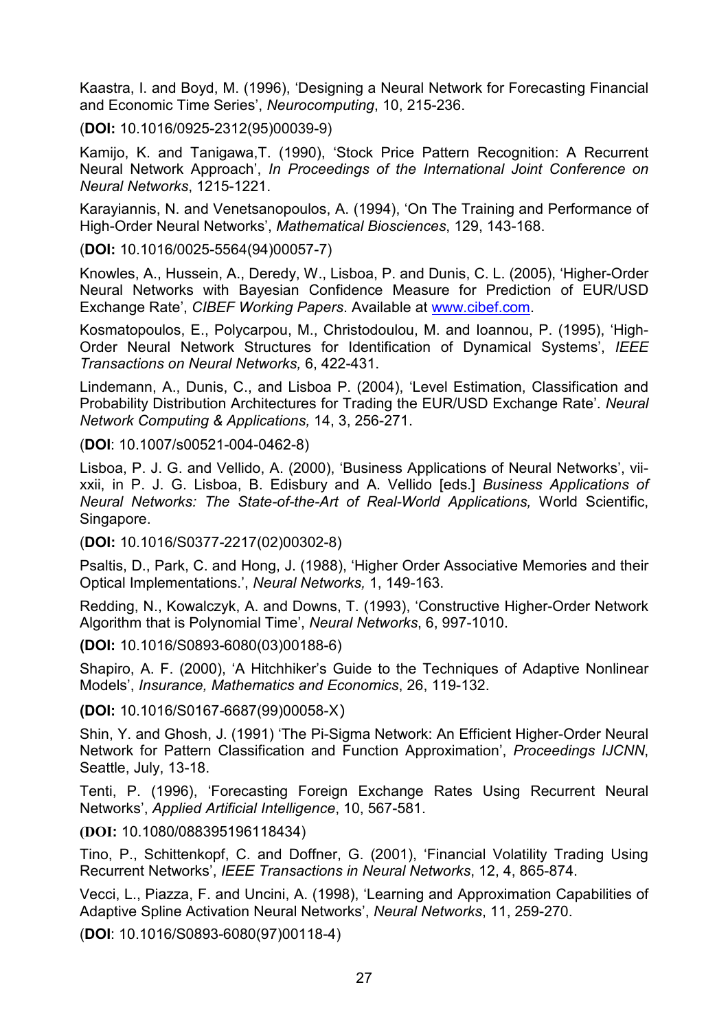Kaastra, I. and Boyd, M. (1996), 'Designing a Neural Network for Forecasting Financial and Economic Time Series', *Neurocomputing*, 10, 215-236.

(**DOI:** 10.1016/0925-2312(95)00039-9)

Kamijo, K. and Tanigawa,T. (1990), 'Stock Price Pattern Recognition: A Recurrent Neural Network Approach', *In Proceedings of the International Joint Conference on Neural Networks*, 1215-1221.

Karayiannis, N. and Venetsanopoulos, A. (1994), 'On The Training and Performance of High-Order Neural Networks', *Mathematical Biosciences*, 129, 143-168.

(**DOI:** 10.1016/0025-5564(94)00057-7)

Knowles, A., Hussein, A., Deredy, W., Lisboa, P. and Dunis, C. L. (2005), 'Higher-Order Neural Networks with Bayesian Confidence Measure for Prediction of EUR/USD Exchange Rate', *CIBEF Working Papers*. Available at www.cibef.com.

Kosmatopoulos, E., Polycarpou, M., Christodoulou, M. and Ioannou, P. (1995), 'High-Order Neural Network Structures for Identification of Dynamical Systems', *IEEE Transactions on Neural Networks,* 6, 422-431.

Lindemann, A., Dunis, C., and Lisboa P. (2004), 'Level Estimation, Classification and Probability Distribution Architectures for Trading the EUR/USD Exchange Rate'. *Neural Network Computing & Applications,* 14, 3, 256-271.

(**DOI**: 10.1007/s00521-004-0462-8)

Lisboa, P. J. G. and Vellido, A. (2000), 'Business Applications of Neural Networks', vii-xxii, in P. J. G. Lisboa, B. Edisbury and A. Vellido [eds.] *Business Applications of Neural Networks: The State-of-the-Art of Real-World Applications,* World Scientific, Singapore.

(**DOI:** 10.1016/S0377-2217(02)00302-8)

Psaltis, D., Park, C. and Hong, J. (1988), 'Higher Order Associative Memories and their Optical Implementations.', *Neural Networks,* 1, 149-163.

Redding, N., Kowalczyk, A. and Downs, T. (1993), 'Constructive Higher-Order Network Algorithm that is Polynomial Time', *Neural Networks*, 6, 997-1010.

**(DOI:** 10.1016/S0893-6080(03)00188-6)

Shapiro, A. F. (2000), 'A Hitchhiker's Guide to the Techniques of Adaptive Nonlinear Models', *Insurance, Mathematics and Economics*, 26, 119-132.

**(DOI:** 10.1016/S0167-6687(99)00058-X)

Shin, Y. and Ghosh, J. (1991) 'The Pi-Sigma Network: An Efficient Higher-Order Neural Network for Pattern Classification and Function Approximation', *Proceedings IJCNN*, Seattle, July, 13-18.

Tenti, P. (1996), 'Forecasting Foreign Exchange Rates Using Recurrent Neural Networks', *Applied Artificial Intelligence*, 10, 567-581.

**(DOI:** 10.1080/088395196118434)

Tino, P., Schittenkopf, C. and Doffner, G. (2001), 'Financial Volatility Trading Using Recurrent Networks', *IEEE Transactions in Neural Networks*, 12, 4, 865-874.

Vecci, L., Piazza, F. and Uncini, A. (1998), 'Learning and Approximation Capabilities of Adaptive Spline Activation Neural Networks', *Neural Networks*, 11, 259-270.

(**DOI**: 10.1016/S0893-6080(97)00118-4)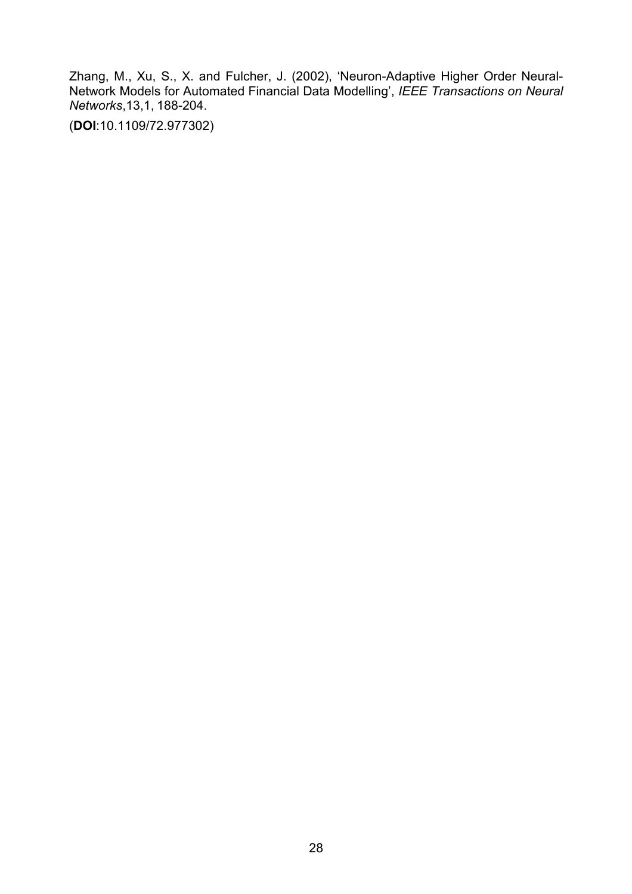Zhang, M., Xu, S., X. and Fulcher, J. (2002), 'Neuron-Adaptive Higher Order Neural-Network Models for Automated Financial Data Modelling', *IEEE Transactions on Neural Networks*,13,1, 188-204.

(**DOI**:10.1109/72.977302)